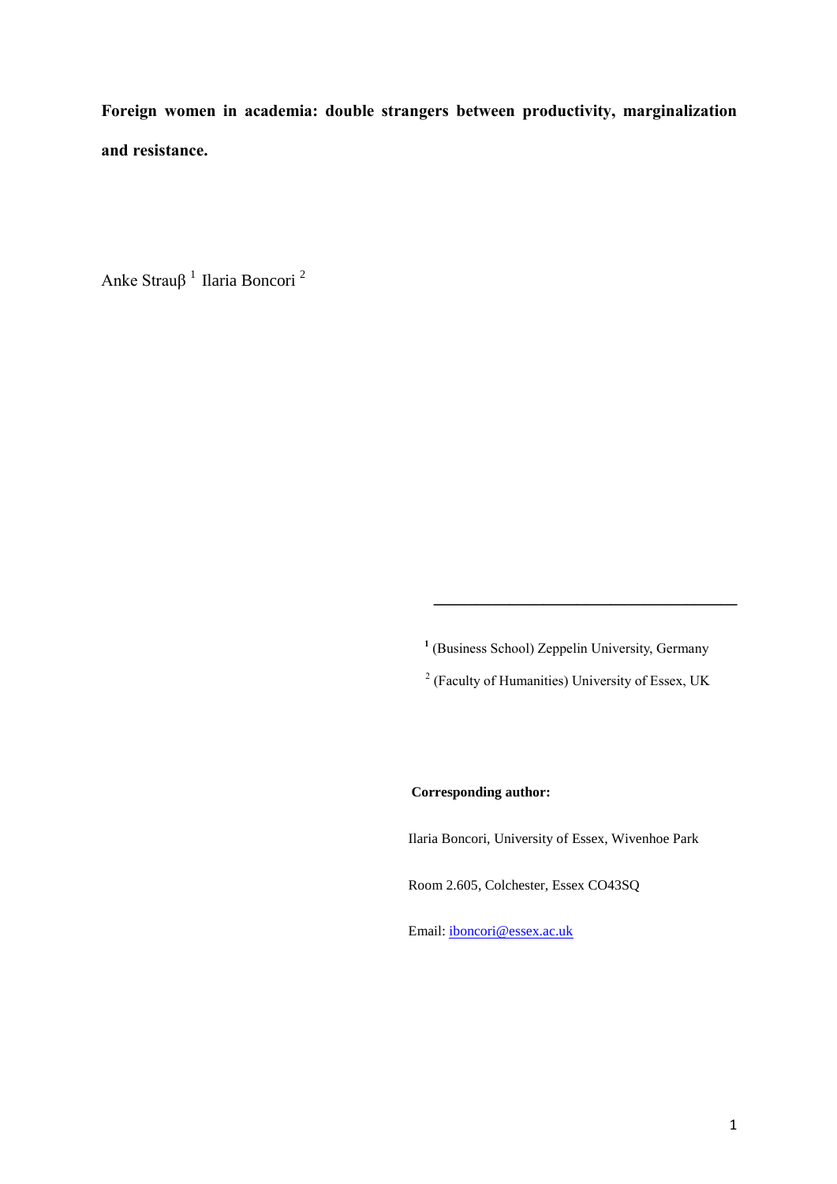**Foreign women in academia: double strangers between productivity, marginalization and resistance.**

Anke Strauβ [1] Ilaria Boncori [2]

---

[1] (Business School) Zeppelin University, Germany

[2] (Faculty of Humanities) University of Essex, UK

**Corresponding author:**

Ilaria Boncori, University of Essex, Wivenhoe Park

Room 2.605, Colchester, Essex CO43SQ

Email: iboncori@essex.ac.uk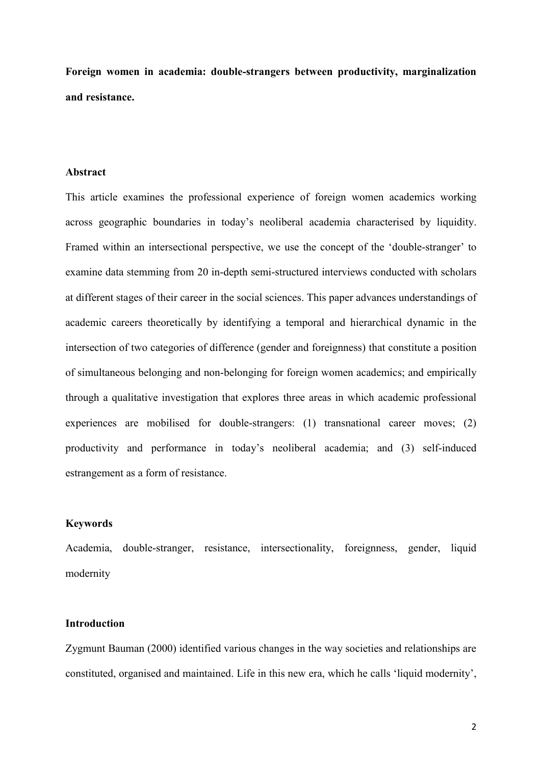**Foreign women in academia: double-strangers between productivity, marginalization and resistance.**

## Abstract

This article examines the professional experience of foreign women academics working across geographic boundaries in today's neoliberal academia characterised by liquidity. Framed within an intersectional perspective, we use the concept of the 'double-stranger' to examine data stemming from 20 in-depth semi-structured interviews conducted with scholars at different stages of their career in the social sciences. This paper advances understandings of academic careers theoretically by identifying a temporal and hierarchical dynamic in the intersection of two categories of difference (gender and foreignness) that constitute a position of simultaneous belonging and non-belonging for foreign women academics; and empirically through a qualitative investigation that explores three areas in which academic professional experiences are mobilised for double-strangers: (1) transnational career moves; (2) productivity and performance in today's neoliberal academia; and (3) self-induced estrangement as a form of resistance.

## Keywords

Academia, double-stranger, resistance, intersectionality, foreignness, gender, liquid modernity

## Introduction

Zygmunt Bauman (2000) identified various changes in the way societies and relationships are constituted, organised and maintained. Life in this new era, which he calls 'liquid modernity',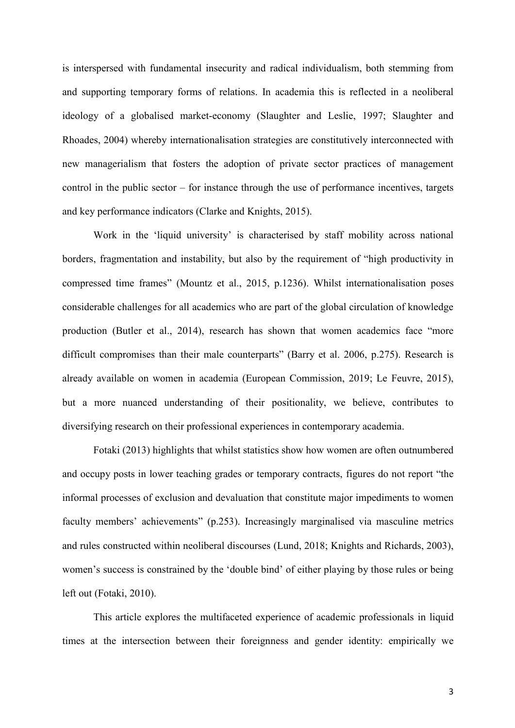is interspersed with fundamental insecurity and radical individualism, both stemming from and supporting temporary forms of relations. In academia this is reflected in a neoliberal ideology of a globalised market-economy (Slaughter and Leslie, 1997; Slaughter and Rhoades, 2004) whereby internationalisation strategies are constitutively interconnected with new managerialism that fosters the adoption of private sector practices of management control in the public sector – for instance through the use of performance incentives, targets and key performance indicators (Clarke and Knights, 2015).

Work in the 'liquid university' is characterised by staff mobility across national borders, fragmentation and instability, but also by the requirement of "high productivity in compressed time frames" (Mountz et al., 2015, p.1236). Whilst internationalisation poses considerable challenges for all academics who are part of the global circulation of knowledge production (Butler et al., 2014), research has shown that women academics face "more difficult compromises than their male counterparts" (Barry et al. 2006, p.275). Research is already available on women in academia (European Commission, 2019; Le Feuvre, 2015), but a more nuanced understanding of their positionality, we believe, contributes to diversifying research on their professional experiences in contemporary academia.

Fotaki (2013) highlights that whilst statistics show how women are often outnumbered and occupy posts in lower teaching grades or temporary contracts, figures do not report "the informal processes of exclusion and devaluation that constitute major impediments to women faculty members' achievements" (p.253). Increasingly marginalised via masculine metrics and rules constructed within neoliberal discourses (Lund, 2018; Knights and Richards, 2003), women's success is constrained by the 'double bind' of either playing by those rules or being left out (Fotaki, 2010).

This article explores the multifaceted experience of academic professionals in liquid times at the intersection between their foreignness and gender identity: empirically we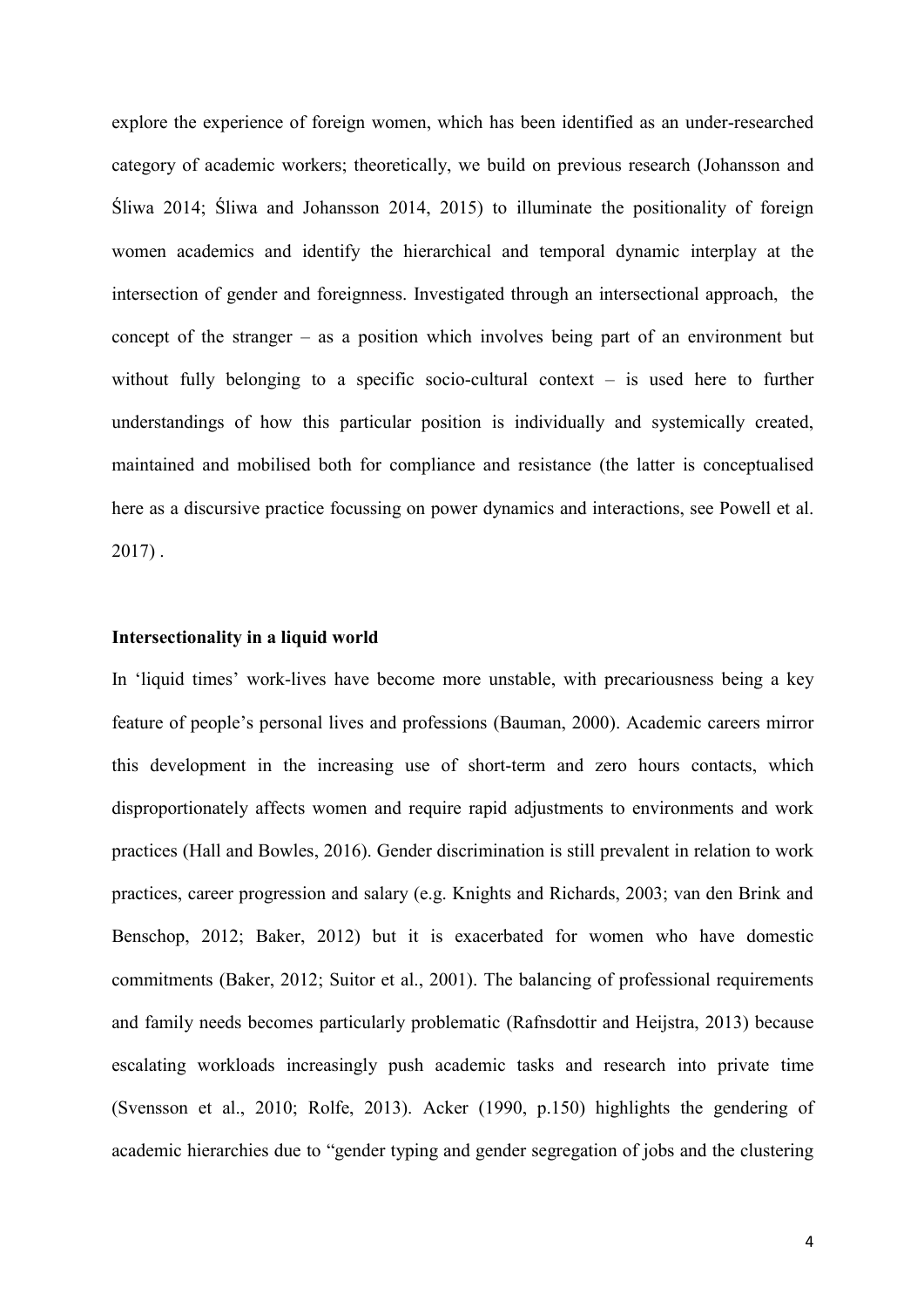explore the experience of foreign women, which has been identified as an under-researched category of academic workers; theoretically, we build on previous research (Johansson and Śliwa 2014; Śliwa and Johansson 2014, 2015) to illuminate the positionality of foreign women academics and identify the hierarchical and temporal dynamic interplay at the intersection of gender and foreignness. Investigated through an intersectional approach, the concept of the stranger – as a position which involves being part of an environment but without fully belonging to a specific socio-cultural context – is used here to further understandings of how this particular position is individually and systemically created, maintained and mobilised both for compliance and resistance (the latter is conceptualised here as a discursive practice focussing on power dynamics and interactions, see Powell et al. 2017) .

**Intersectionality in a liquid world**

In 'liquid times' work-lives have become more unstable, with precariousness being a key feature of people's personal lives and professions (Bauman, 2000). Academic careers mirror this development in the increasing use of short-term and zero hours contacts, which disproportionately affects women and require rapid adjustments to environments and work practices (Hall and Bowles, 2016). Gender discrimination is still prevalent in relation to work practices, career progression and salary (e.g. Knights and Richards, 2003; van den Brink and Benschop, 2012; Baker, 2012) but it is exacerbated for women who have domestic commitments (Baker, 2012; Suitor et al., 2001). The balancing of professional requirements and family needs becomes particularly problematic (Rafnsdottir and Heijstra, 2013) because escalating workloads increasingly push academic tasks and research into private time (Svensson et al., 2010; Rolfe, 2013). Acker (1990, p.150) highlights the gendering of academic hierarchies due to "gender typing and gender segregation of jobs and the clustering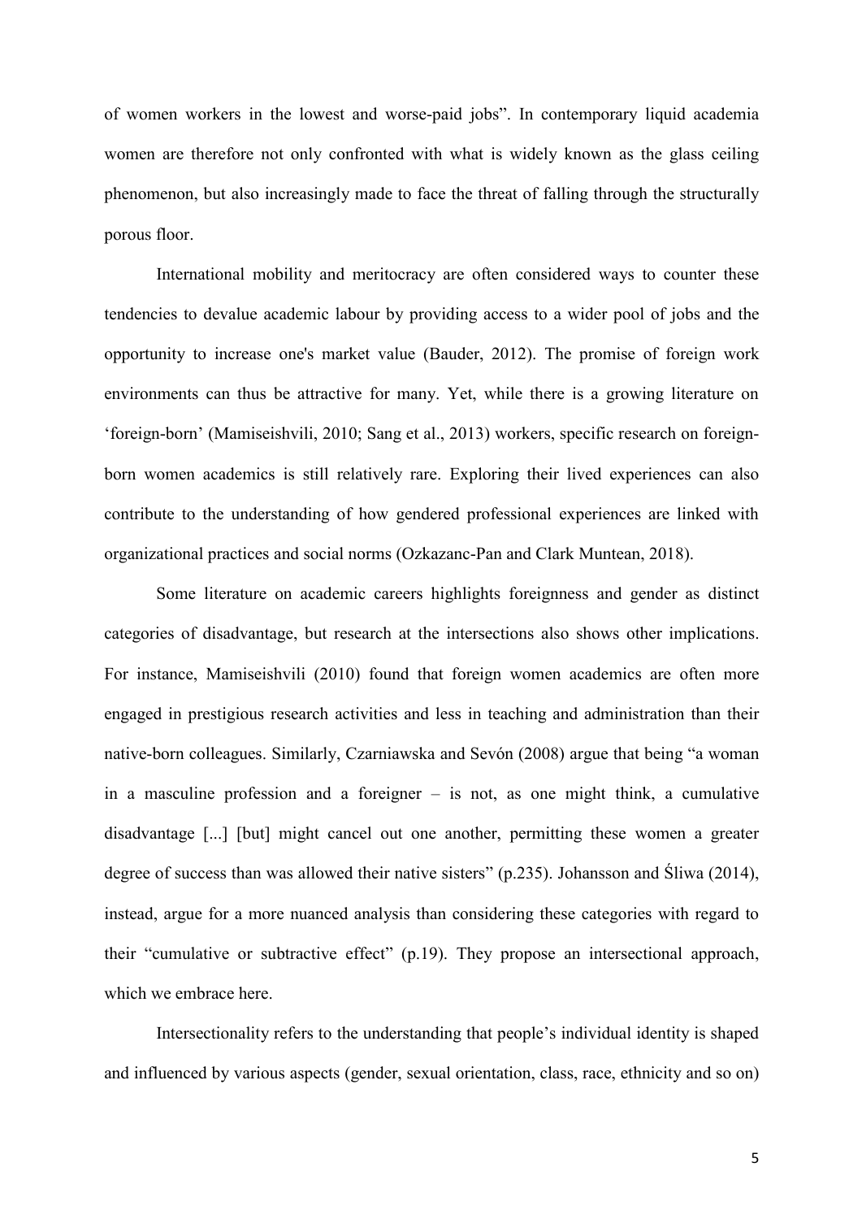of women workers in the lowest and worse-paid jobs". In contemporary liquid academia women are therefore not only confronted with what is widely known as the glass ceiling phenomenon, but also increasingly made to face the threat of falling through the structurally porous floor.

International mobility and meritocracy are often considered ways to counter these tendencies to devalue academic labour by providing access to a wider pool of jobs and the opportunity to increase one's market value (Bauder, 2012). The promise of foreign work environments can thus be attractive for many. Yet, while there is a growing literature on 'foreign-born' (Mamiseishvili, 2010; Sang et al., 2013) workers, specific research on foreign-born women academics is still relatively rare. Exploring their lived experiences can also contribute to the understanding of how gendered professional experiences are linked with organizational practices and social norms (Ozkazanc-Pan and Clark Muntean, 2018).

Some literature on academic careers highlights foreignness and gender as distinct categories of disadvantage, but research at the intersections also shows other implications. For instance, Mamiseishvili (2010) found that foreign women academics are often more engaged in prestigious research activities and less in teaching and administration than their native-born colleagues. Similarly, Czarniawska and Sevón (2008) argue that being "a woman in a masculine profession and a foreigner – is not, as one might think, a cumulative disadvantage [...] [but] might cancel out one another, permitting these women a greater degree of success than was allowed their native sisters" (p.235). Johansson and Śliwa (2014), instead, argue for a more nuanced analysis than considering these categories with regard to their "cumulative or subtractive effect" (p.19). They propose an intersectional approach, which we embrace here.

Intersectionality refers to the understanding that people's individual identity is shaped and influenced by various aspects (gender, sexual orientation, class, race, ethnicity and so on)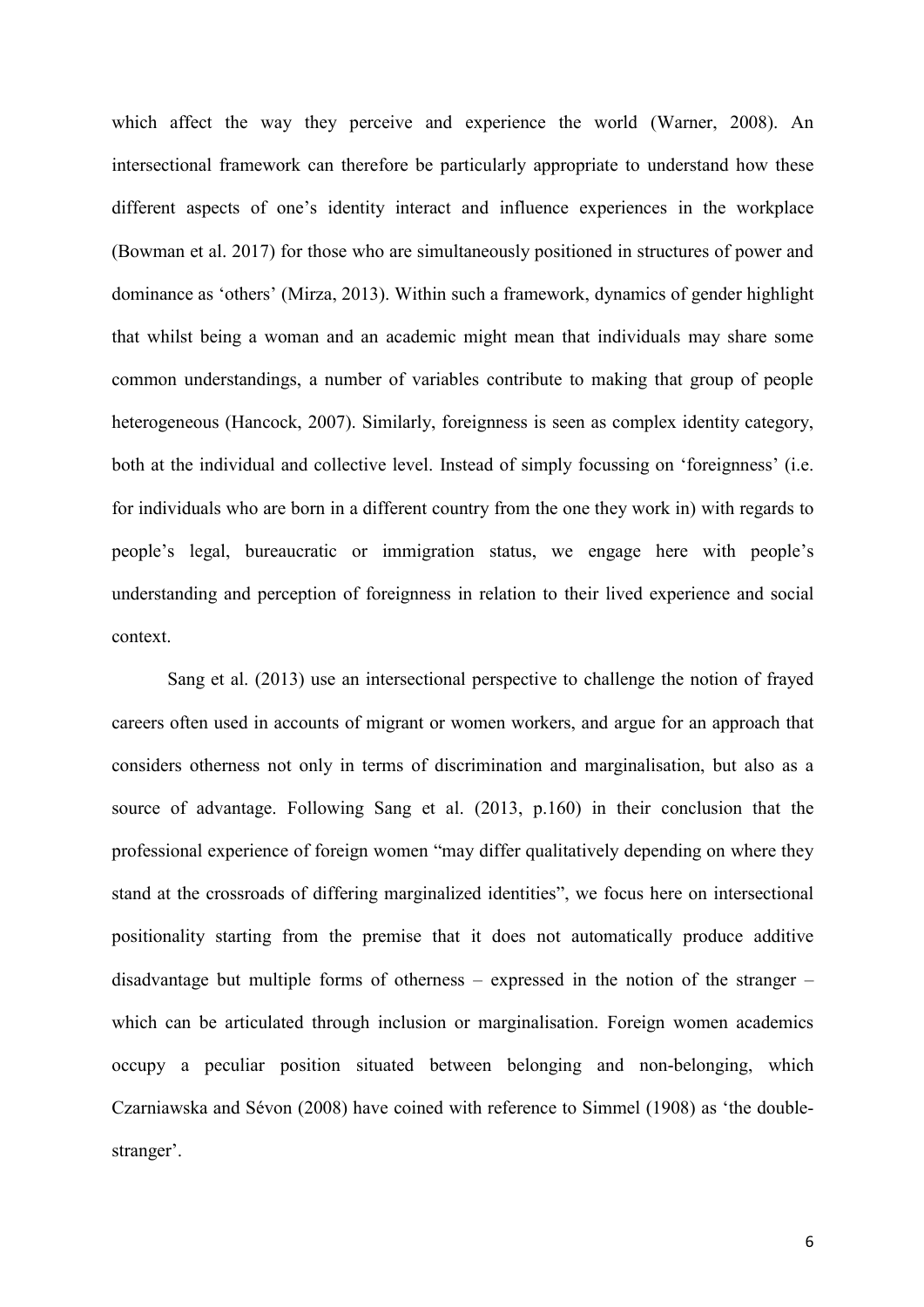which affect the way they perceive and experience the world (Warner, 2008). An intersectional framework can therefore be particularly appropriate to understand how these different aspects of one's identity interact and influence experiences in the workplace (Bowman et al. 2017) for those who are simultaneously positioned in structures of power and dominance as 'others' (Mirza, 2013). Within such a framework, dynamics of gender highlight that whilst being a woman and an academic might mean that individuals may share some common understandings, a number of variables contribute to making that group of people heterogeneous (Hancock, 2007). Similarly, foreignness is seen as complex identity category, both at the individual and collective level. Instead of simply focussing on 'foreignness' (i.e. for individuals who are born in a different country from the one they work in) with regards to people's legal, bureaucratic or immigration status, we engage here with people's understanding and perception of foreignness in relation to their lived experience and social context.

Sang et al. (2013) use an intersectional perspective to challenge the notion of frayed careers often used in accounts of migrant or women workers, and argue for an approach that considers otherness not only in terms of discrimination and marginalisation, but also as a source of advantage. Following Sang et al. (2013, p.160) in their conclusion that the professional experience of foreign women "may differ qualitatively depending on where they stand at the crossroads of differing marginalized identities", we focus here on intersectional positionality starting from the premise that it does not automatically produce additive disadvantage but multiple forms of otherness – expressed in the notion of the stranger – which can be articulated through inclusion or marginalisation. Foreign women academics occupy a peculiar position situated between belonging and non-belonging, which Czarniawska and Sévon (2008) have coined with reference to Simmel (1908) as 'the double-stranger'.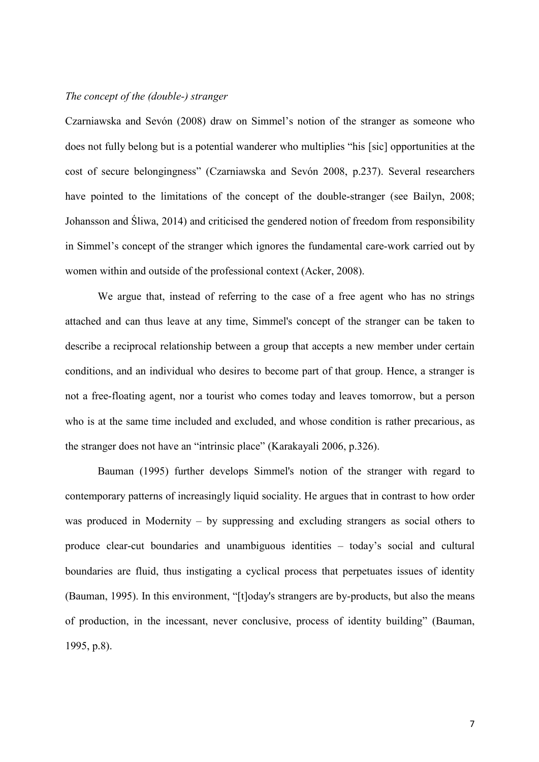*The concept of the (double-) stranger*

Czarniawska and Sevón (2008) draw on Simmel's notion of the stranger as someone who does not fully belong but is a potential wanderer who multiplies "his [sic] opportunities at the cost of secure belongingness" (Czarniawska and Sevón 2008, p.237). Several researchers have pointed to the limitations of the concept of the double-stranger (see Bailyn, 2008; Johansson and Śliwa, 2014) and criticised the gendered notion of freedom from responsibility in Simmel's concept of the stranger which ignores the fundamental care-work carried out by women within and outside of the professional context (Acker, 2008).

We argue that, instead of referring to the case of a free agent who has no strings attached and can thus leave at any time, Simmel's concept of the stranger can be taken to describe a reciprocal relationship between a group that accepts a new member under certain conditions, and an individual who desires to become part of that group. Hence, a stranger is not a free-floating agent, nor a tourist who comes today and leaves tomorrow, but a person who is at the same time included and excluded, and whose condition is rather precarious, as the stranger does not have an "intrinsic place" (Karakayali 2006, p.326).

Bauman (1995) further develops Simmel's notion of the stranger with regard to contemporary patterns of increasingly liquid sociality. He argues that in contrast to how order was produced in Modernity – by suppressing and excluding strangers as social others to produce clear-cut boundaries and unambiguous identities – today's social and cultural boundaries are fluid, thus instigating a cyclical process that perpetuates issues of identity (Bauman, 1995). In this environment, "[t]oday's strangers are by-products, but also the means of production, in the incessant, never conclusive, process of identity building" (Bauman, 1995, p.8).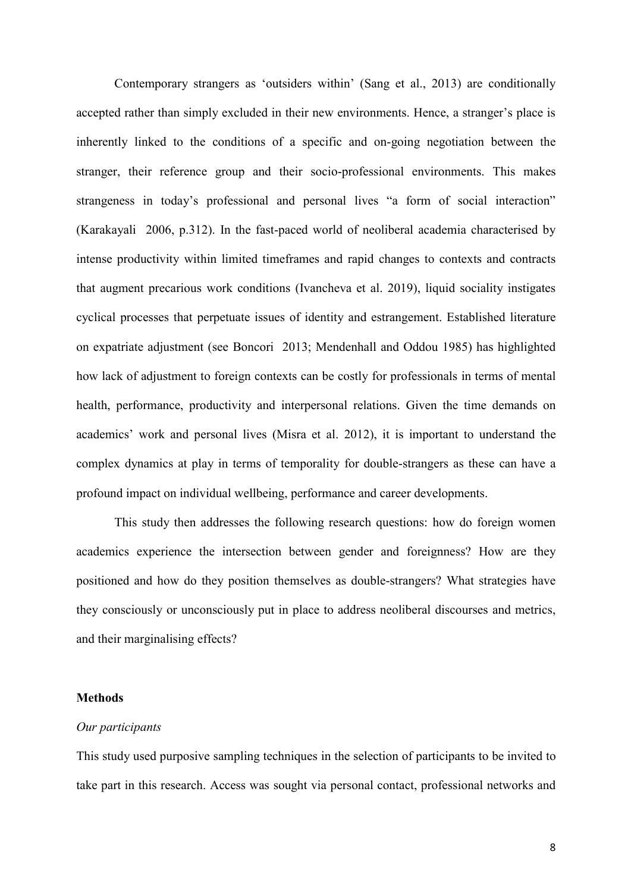Contemporary strangers as 'outsiders within' (Sang et al., 2013) are conditionally accepted rather than simply excluded in their new environments. Hence, a stranger's place is inherently linked to the conditions of a specific and on-going negotiation between the stranger, their reference group and their socio-professional environments. This makes strangeness in today's professional and personal lives "a form of social interaction" (Karakayali 2006, p.312). In the fast-paced world of neoliberal academia characterised by intense productivity within limited timeframes and rapid changes to contexts and contracts that augment precarious work conditions (Ivancheva et al. 2019), liquid sociality instigates cyclical processes that perpetuate issues of identity and estrangement. Established literature on expatriate adjustment (see Boncori 2013; Mendenhall and Oddou 1985) has highlighted how lack of adjustment to foreign contexts can be costly for professionals in terms of mental health, performance, productivity and interpersonal relations. Given the time demands on academics' work and personal lives (Misra et al. 2012), it is important to understand the complex dynamics at play in terms of temporality for double-strangers as these can have a profound impact on individual wellbeing, performance and career developments.

This study then addresses the following research questions: how do foreign women academics experience the intersection between gender and foreignness? How are they positioned and how do they position themselves as double-strangers? What strategies have they consciously or unconsciously put in place to address neoliberal discourses and metrics, and their marginalising effects?

## Methods

### *Our participants*

This study used purposive sampling techniques in the selection of participants to be invited to take part in this research. Access was sought via personal contact, professional networks and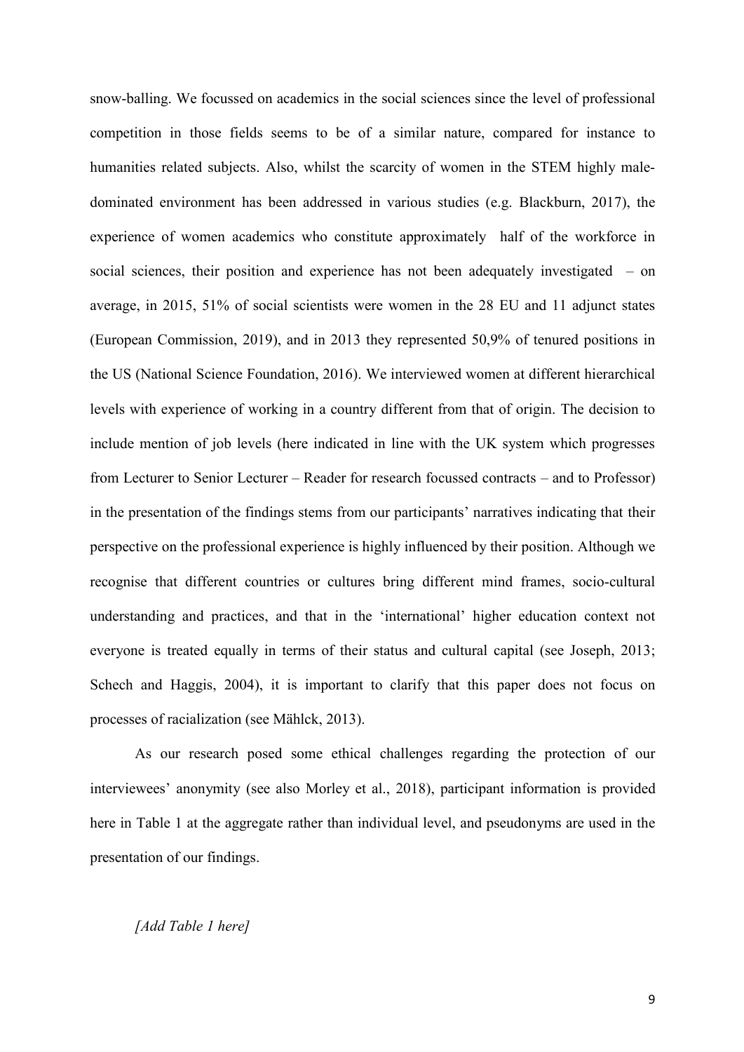snow-balling. We focussed on academics in the social sciences since the level of professional competition in those fields seems to be of a similar nature, compared for instance to humanities related subjects. Also, whilst the scarcity of women in the STEM highly male-dominated environment has been addressed in various studies (e.g. Blackburn, 2017), the experience of women academics who constitute approximately half of the workforce in social sciences, their position and experience has not been adequately investigated – on average, in 2015, 51% of social scientists were women in the 28 EU and 11 adjunct states (European Commission, 2019), and in 2013 they represented 50,9% of tenured positions in the US (National Science Foundation, 2016). We interviewed women at different hierarchical levels with experience of working in a country different from that of origin. The decision to include mention of job levels (here indicated in line with the UK system which progresses from Lecturer to Senior Lecturer – Reader for research focussed contracts – and to Professor) in the presentation of the findings stems from our participants' narratives indicating that their perspective on the professional experience is highly influenced by their position. Although we recognise that different countries or cultures bring different mind frames, socio-cultural understanding and practices, and that in the 'international' higher education context not everyone is treated equally in terms of their status and cultural capital (see Joseph, 2013; Schech and Haggis, 2004), it is important to clarify that this paper does not focus on processes of racialization (see Mählck, 2013).

As our research posed some ethical challenges regarding the protection of our interviewees' anonymity (see also Morley et al., 2018), participant information is provided here in Table 1 at the aggregate rather than individual level, and pseudonyms are used in the presentation of our findings.

*[Add Table 1 here]*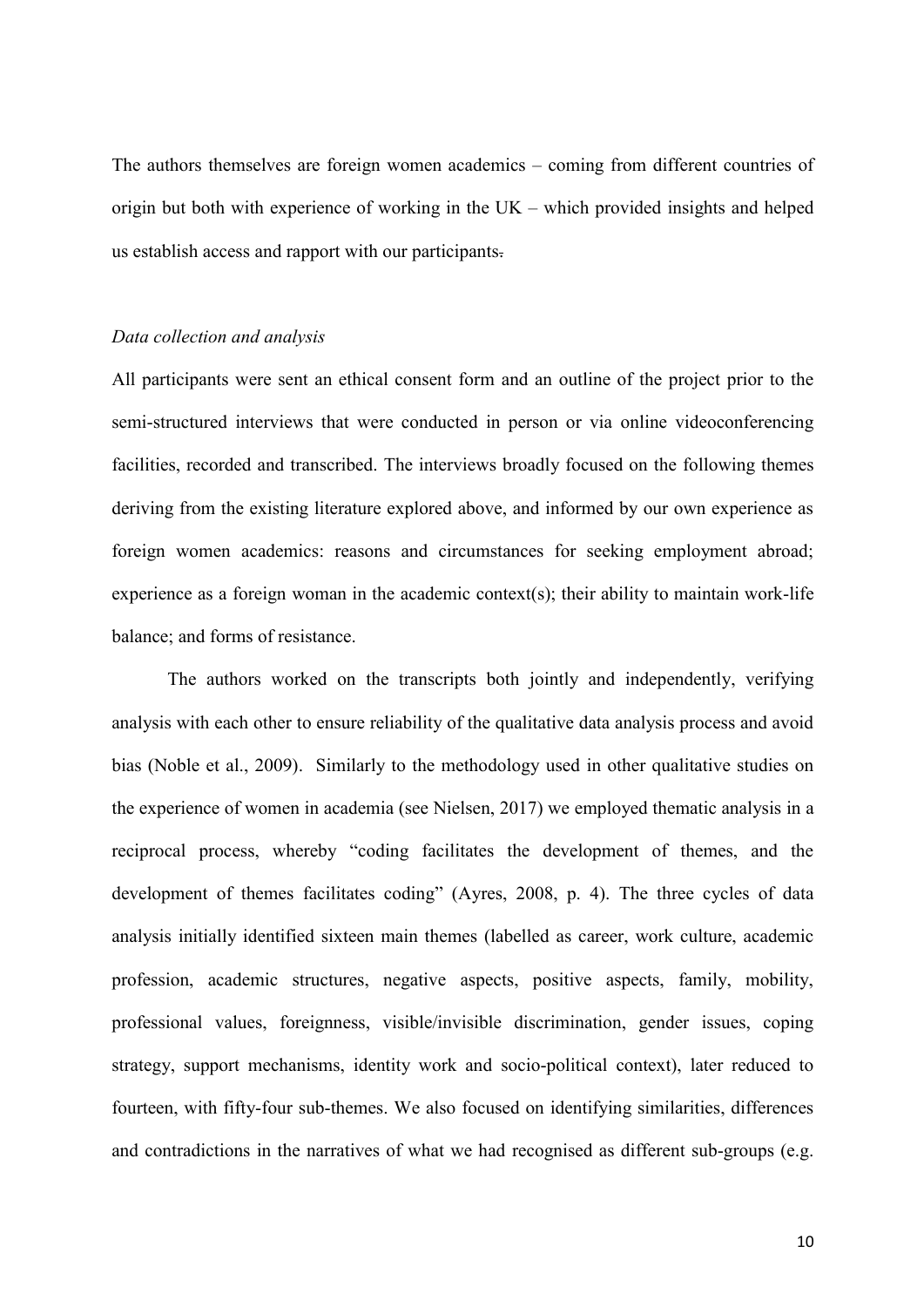The authors themselves are foreign women academics – coming from different countries of origin but both with experience of working in the UK – which provided insights and helped us establish access and rapport with our participants.

*Data collection and analysis*

All participants were sent an ethical consent form and an outline of the project prior to the semi-structured interviews that were conducted in person or via online videoconferencing facilities, recorded and transcribed. The interviews broadly focused on the following themes deriving from the existing literature explored above, and informed by our own experience as foreign women academics: reasons and circumstances for seeking employment abroad; experience as a foreign woman in the academic context(s); their ability to maintain work-life balance; and forms of resistance.

The authors worked on the transcripts both jointly and independently, verifying analysis with each other to ensure reliability of the qualitative data analysis process and avoid bias (Noble et al., 2009). Similarly to the methodology used in other qualitative studies on the experience of women in academia (see Nielsen, 2017) we employed thematic analysis in a reciprocal process, whereby "coding facilitates the development of themes, and the development of themes facilitates coding" (Ayres, 2008, p. 4). The three cycles of data analysis initially identified sixteen main themes (labelled as career, work culture, academic profession, academic structures, negative aspects, positive aspects, family, mobility, professional values, foreignness, visible/invisible discrimination, gender issues, coping strategy, support mechanisms, identity work and socio-political context), later reduced to fourteen, with fifty-four sub-themes. We also focused on identifying similarities, differences and contradictions in the narratives of what we had recognised as different sub-groups (e.g.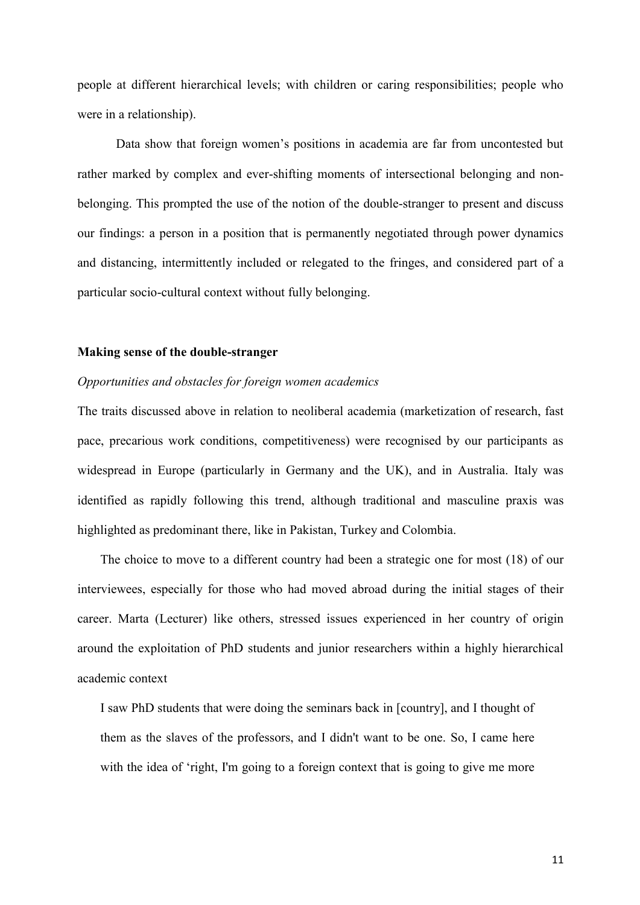people at different hierarchical levels; with children or caring responsibilities; people who were in a relationship).

Data show that foreign women's positions in academia are far from uncontested but rather marked by complex and ever-shifting moments of intersectional belonging and non-belonging. This prompted the use of the notion of the double-stranger to present and discuss our findings: a person in a position that is permanently negotiated through power dynamics and distancing, intermittently included or relegated to the fringes, and considered part of a particular socio-cultural context without fully belonging.

## Making sense of the double-stranger

### *Opportunities and obstacles for foreign women academics*

The traits discussed above in relation to neoliberal academia (marketization of research, fast pace, precarious work conditions, competitiveness) were recognised by our participants as widespread in Europe (particularly in Germany and the UK), and in Australia. Italy was identified as rapidly following this trend, although traditional and masculine praxis was highlighted as predominant there, like in Pakistan, Turkey and Colombia.

The choice to move to a different country had been a strategic one for most (18) of our interviewees, especially for those who had moved abroad during the initial stages of their career. Marta (Lecturer) like others, stressed issues experienced in her country of origin around the exploitation of PhD students and junior researchers within a highly hierarchical academic context

> I saw PhD students that were doing the seminars back in [country], and I thought of them as the slaves of the professors, and I didn't want to be one. So, I came here with the idea of 'right, I'm going to a foreign context that is going to give me more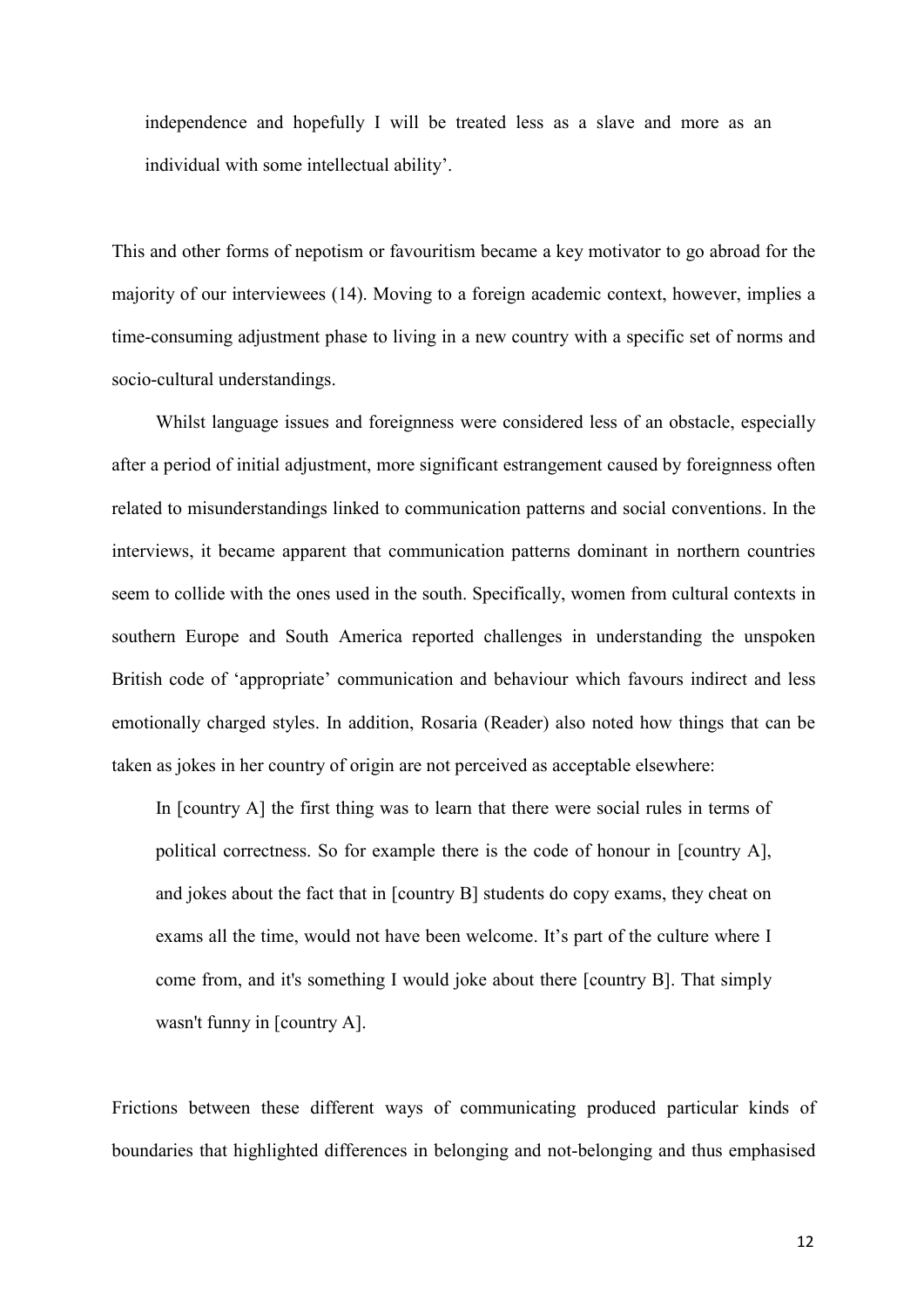independence and hopefully I will be treated less as a slave and more as an individual with some intellectual ability'.

This and other forms of nepotism or favouritism became a key motivator to go abroad for the majority of our interviewees (14). Moving to a foreign academic context, however, implies a time-consuming adjustment phase to living in a new country with a specific set of norms and socio-cultural understandings.

Whilst language issues and foreignness were considered less of an obstacle, especially after a period of initial adjustment, more significant estrangement caused by foreignness often related to misunderstandings linked to communication patterns and social conventions. In the interviews, it became apparent that communication patterns dominant in northern countries seem to collide with the ones used in the south. Specifically, women from cultural contexts in southern Europe and South America reported challenges in understanding the unspoken British code of 'appropriate' communication and behaviour which favours indirect and less emotionally charged styles. In addition, Rosaria (Reader) also noted how things that can be taken as jokes in her country of origin are not perceived as acceptable elsewhere:

> In [country A] the first thing was to learn that there were social rules in terms of political correctness. So for example there is the code of honour in [country A], and jokes about the fact that in [country B] students do copy exams, they cheat on exams all the time, would not have been welcome. It's part of the culture where I come from, and it's something I would joke about there [country B]. That simply wasn't funny in [country A].

Frictions between these different ways of communicating produced particular kinds of boundaries that highlighted differences in belonging and not-belonging and thus emphasised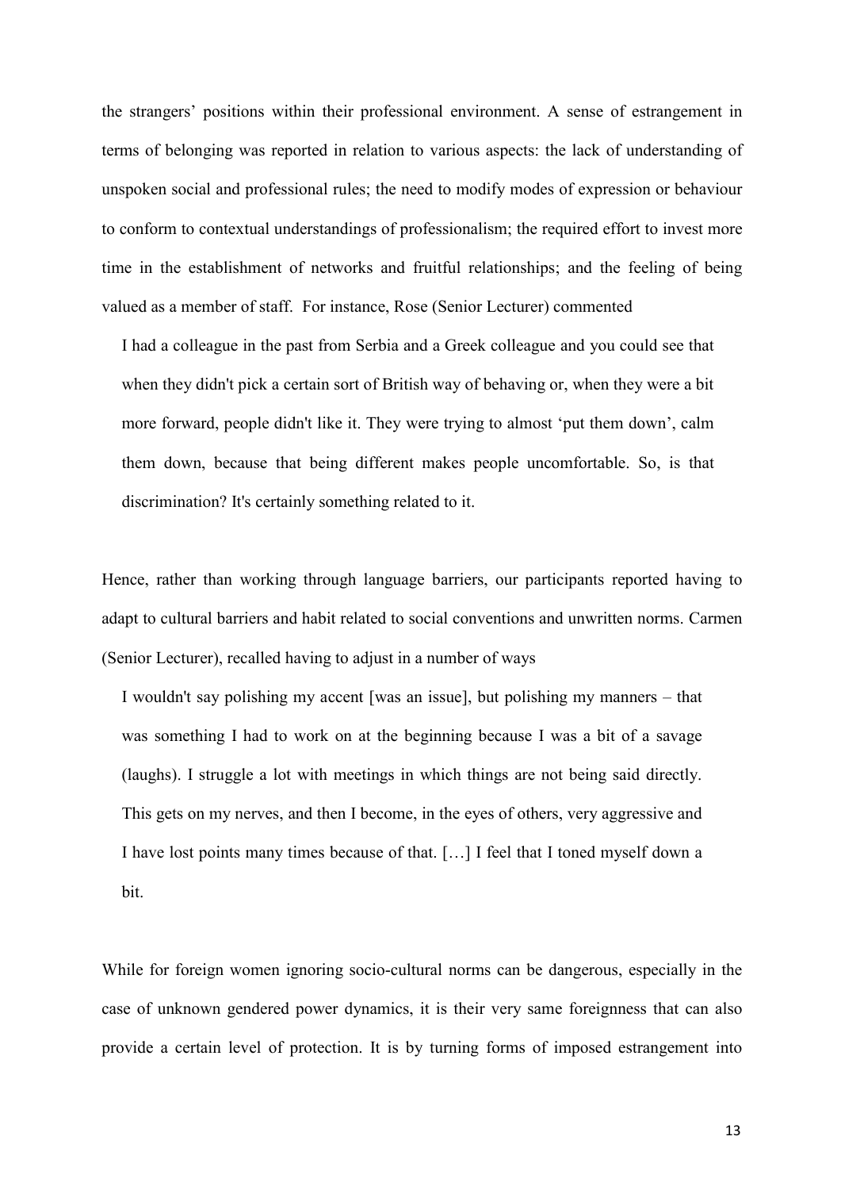the strangers' positions within their professional environment. A sense of estrangement in terms of belonging was reported in relation to various aspects: the lack of understanding of unspoken social and professional rules; the need to modify modes of expression or behaviour to conform to contextual understandings of professionalism; the required effort to invest more time in the establishment of networks and fruitful relationships; and the feeling of being valued as a member of staff. For instance, Rose (Senior Lecturer) commented

> I had a colleague in the past from Serbia and a Greek colleague and you could see that when they didn't pick a certain sort of British way of behaving or, when they were a bit more forward, people didn't like it. They were trying to almost 'put them down', calm them down, because that being different makes people uncomfortable. So, is that discrimination? It's certainly something related to it.

Hence, rather than working through language barriers, our participants reported having to adapt to cultural barriers and habit related to social conventions and unwritten norms. Carmen (Senior Lecturer), recalled having to adjust in a number of ways

> I wouldn't say polishing my accent [was an issue], but polishing my manners – that was something I had to work on at the beginning because I was a bit of a savage (laughs). I struggle a lot with meetings in which things are not being said directly. This gets on my nerves, and then I become, in the eyes of others, very aggressive and I have lost points many times because of that. […] I feel that I toned myself down a bit.

While for foreign women ignoring socio-cultural norms can be dangerous, especially in the case of unknown gendered power dynamics, it is their very same foreignness that can also provide a certain level of protection. It is by turning forms of imposed estrangement into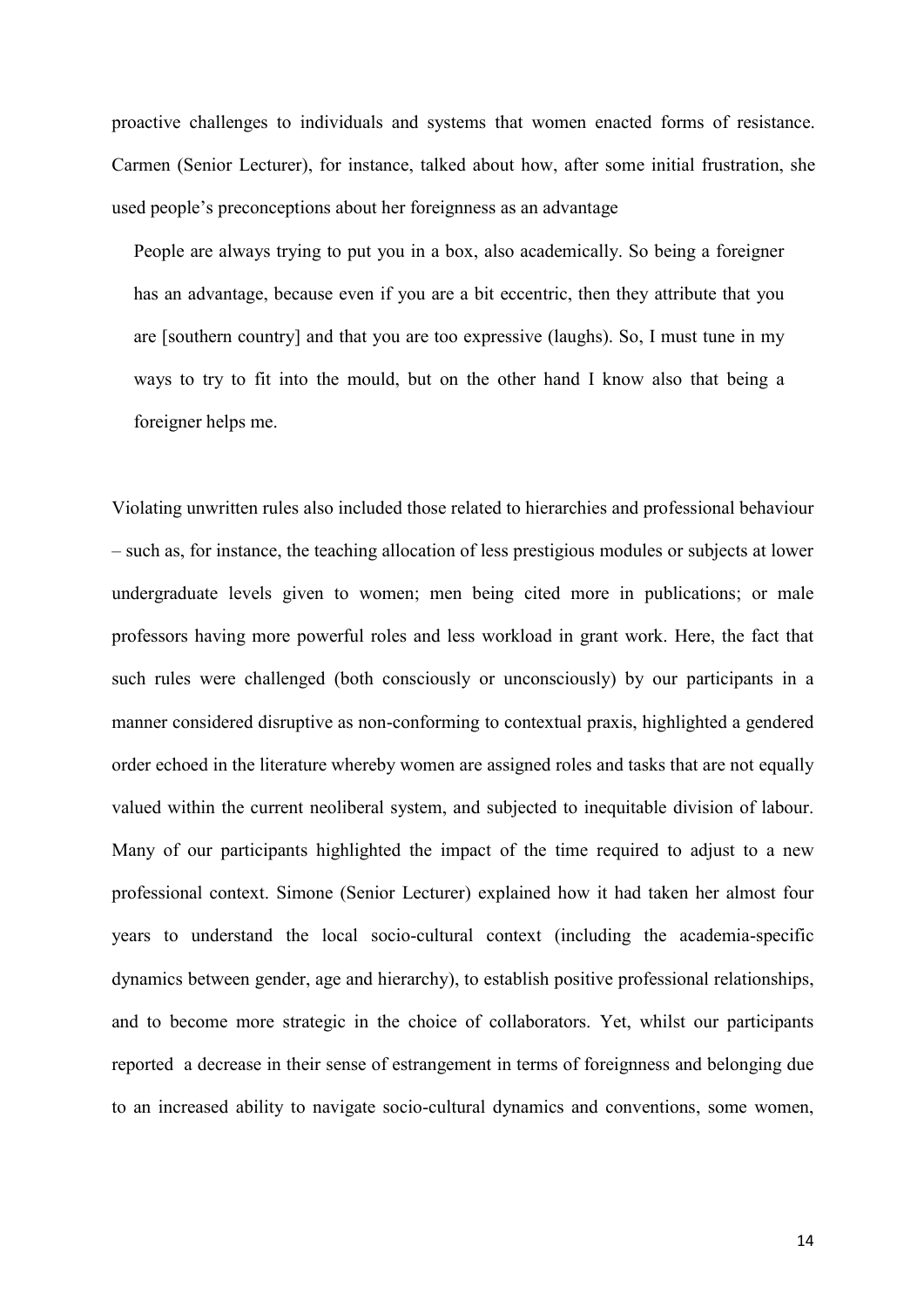proactive challenges to individuals and systems that women enacted forms of resistance. Carmen (Senior Lecturer), for instance, talked about how, after some initial frustration, she used people's preconceptions about her foreignness as an advantage

> People are always trying to put you in a box, also academically. So being a foreigner has an advantage, because even if you are a bit eccentric, then they attribute that you are [southern country] and that you are too expressive (laughs). So, I must tune in my ways to try to fit into the mould, but on the other hand I know also that being a foreigner helps me.

Violating unwritten rules also included those related to hierarchies and professional behaviour – such as, for instance, the teaching allocation of less prestigious modules or subjects at lower undergraduate levels given to women; men being cited more in publications; or male professors having more powerful roles and less workload in grant work. Here, the fact that such rules were challenged (both consciously or unconsciously) by our participants in a manner considered disruptive as non-conforming to contextual praxis, highlighted a gendered order echoed in the literature whereby women are assigned roles and tasks that are not equally valued within the current neoliberal system, and subjected to inequitable division of labour. Many of our participants highlighted the impact of the time required to adjust to a new professional context. Simone (Senior Lecturer) explained how it had taken her almost four years to understand the local socio-cultural context (including the academia-specific dynamics between gender, age and hierarchy), to establish positive professional relationships, and to become more strategic in the choice of collaborators. Yet, whilst our participants reported a decrease in their sense of estrangement in terms of foreignness and belonging due to an increased ability to navigate socio-cultural dynamics and conventions, some women,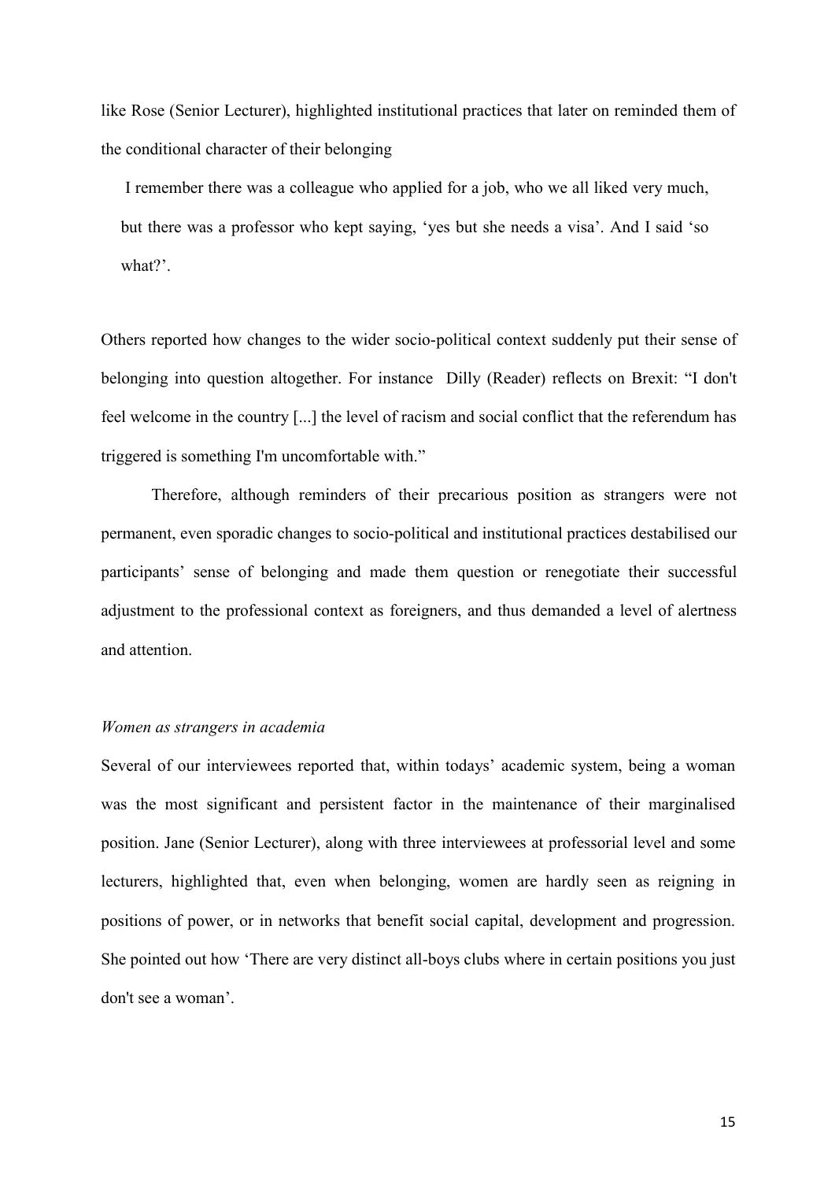like Rose (Senior Lecturer), highlighted institutional practices that later on reminded them of the conditional character of their belonging

> I remember there was a colleague who applied for a job, who we all liked very much, but there was a professor who kept saying, 'yes but she needs a visa'. And I said 'so what?'.

Others reported how changes to the wider socio-political context suddenly put their sense of belonging into question altogether. For instance Dilly (Reader) reflects on Brexit: "I don't feel welcome in the country [...] the level of racism and social conflict that the referendum has triggered is something I'm uncomfortable with."

Therefore, although reminders of their precarious position as strangers were not permanent, even sporadic changes to socio-political and institutional practices destabilised our participants' sense of belonging and made them question or renegotiate their successful adjustment to the professional context as foreigners, and thus demanded a level of alertness and attention.

*Women as strangers in academia*

Several of our interviewees reported that, within todays' academic system, being a woman was the most significant and persistent factor in the maintenance of their marginalised position. Jane (Senior Lecturer), along with three interviewees at professorial level and some lecturers, highlighted that, even when belonging, women are hardly seen as reigning in positions of power, or in networks that benefit social capital, development and progression. She pointed out how 'There are very distinct all-boys clubs where in certain positions you just don't see a woman'.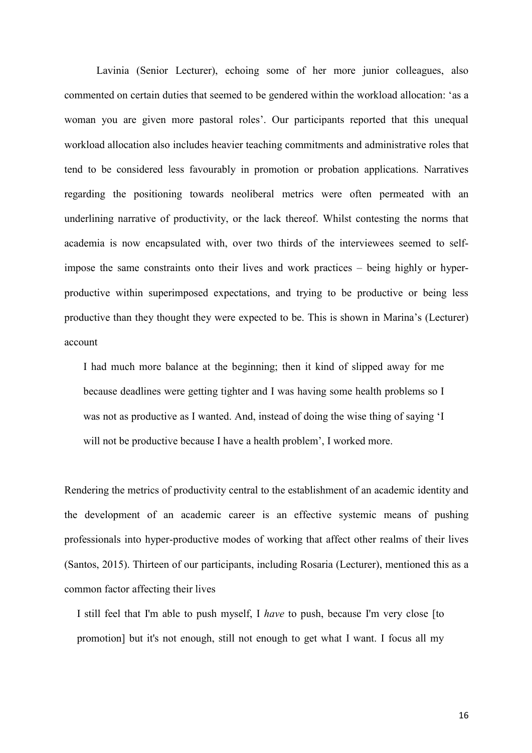Lavinia (Senior Lecturer), echoing some of her more junior colleagues, also commented on certain duties that seemed to be gendered within the workload allocation: 'as a woman you are given more pastoral roles'. Our participants reported that this unequal workload allocation also includes heavier teaching commitments and administrative roles that tend to be considered less favourably in promotion or probation applications. Narratives regarding the positioning towards neoliberal metrics were often permeated with an underlining narrative of productivity, or the lack thereof. Whilst contesting the norms that academia is now encapsulated with, over two thirds of the interviewees seemed to self-impose the same constraints onto their lives and work practices – being highly or hyper-productive within superimposed expectations, and trying to be productive or being less productive than they thought they were expected to be. This is shown in Marina's (Lecturer) account

> I had much more balance at the beginning; then it kind of slipped away for me because deadlines were getting tighter and I was having some health problems so I was not as productive as I wanted. And, instead of doing the wise thing of saying 'I will not be productive because I have a health problem', I worked more.

Rendering the metrics of productivity central to the establishment of an academic identity and the development of an academic career is an effective systemic means of pushing professionals into hyper-productive modes of working that affect other realms of their lives (Santos, 2015). Thirteen of our participants, including Rosaria (Lecturer), mentioned this as a common factor affecting their lives

> I still feel that I'm able to push myself, I *have* to push, because I'm very close [to promotion] but it's not enough, still not enough to get what I want. I focus all my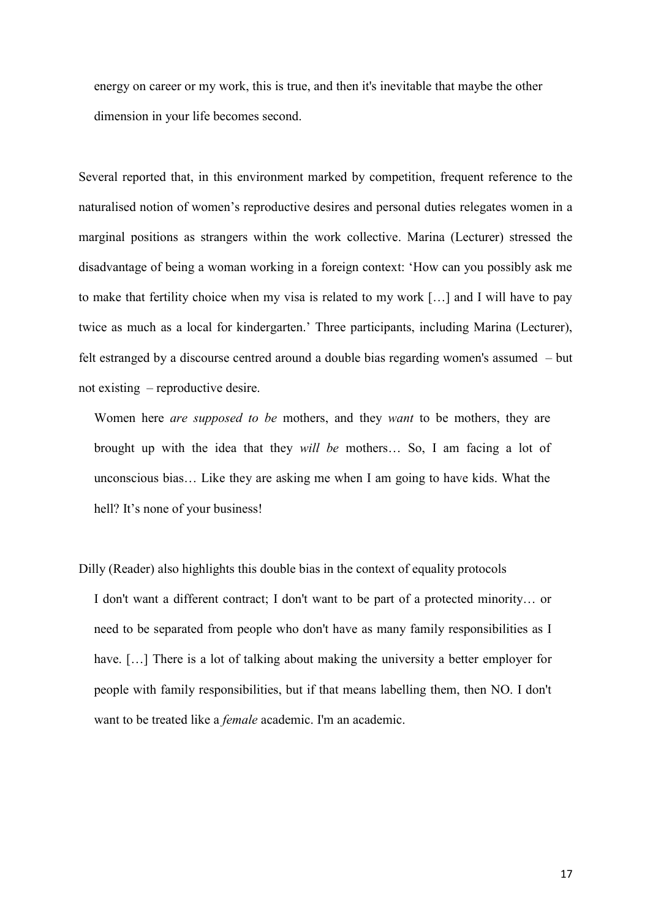energy on career or my work, this is true, and then it's inevitable that maybe the other dimension in your life becomes second.

Several reported that, in this environment marked by competition, frequent reference to the naturalised notion of women's reproductive desires and personal duties relegates women in a marginal positions as strangers within the work collective. Marina (Lecturer) stressed the disadvantage of being a woman working in a foreign context: 'How can you possibly ask me to make that fertility choice when my visa is related to my work […] and I will have to pay twice as much as a local for kindergarten.' Three participants, including Marina (Lecturer), felt estranged by a discourse centred around a double bias regarding women's assumed – but not existing – reproductive desire.

> Women here *are supposed to be* mothers, and they *want* to be mothers, they are brought up with the idea that they *will be* mothers… So, I am facing a lot of unconscious bias… Like they are asking me when I am going to have kids. What the hell? It's none of your business!

Dilly (Reader) also highlights this double bias in the context of equality protocols

> I don't want a different contract; I don't want to be part of a protected minority… or need to be separated from people who don't have as many family responsibilities as I have. […] There is a lot of talking about making the university a better employer for people with family responsibilities, but if that means labelling them, then NO. I don't want to be treated like a *female* academic. I'm an academic.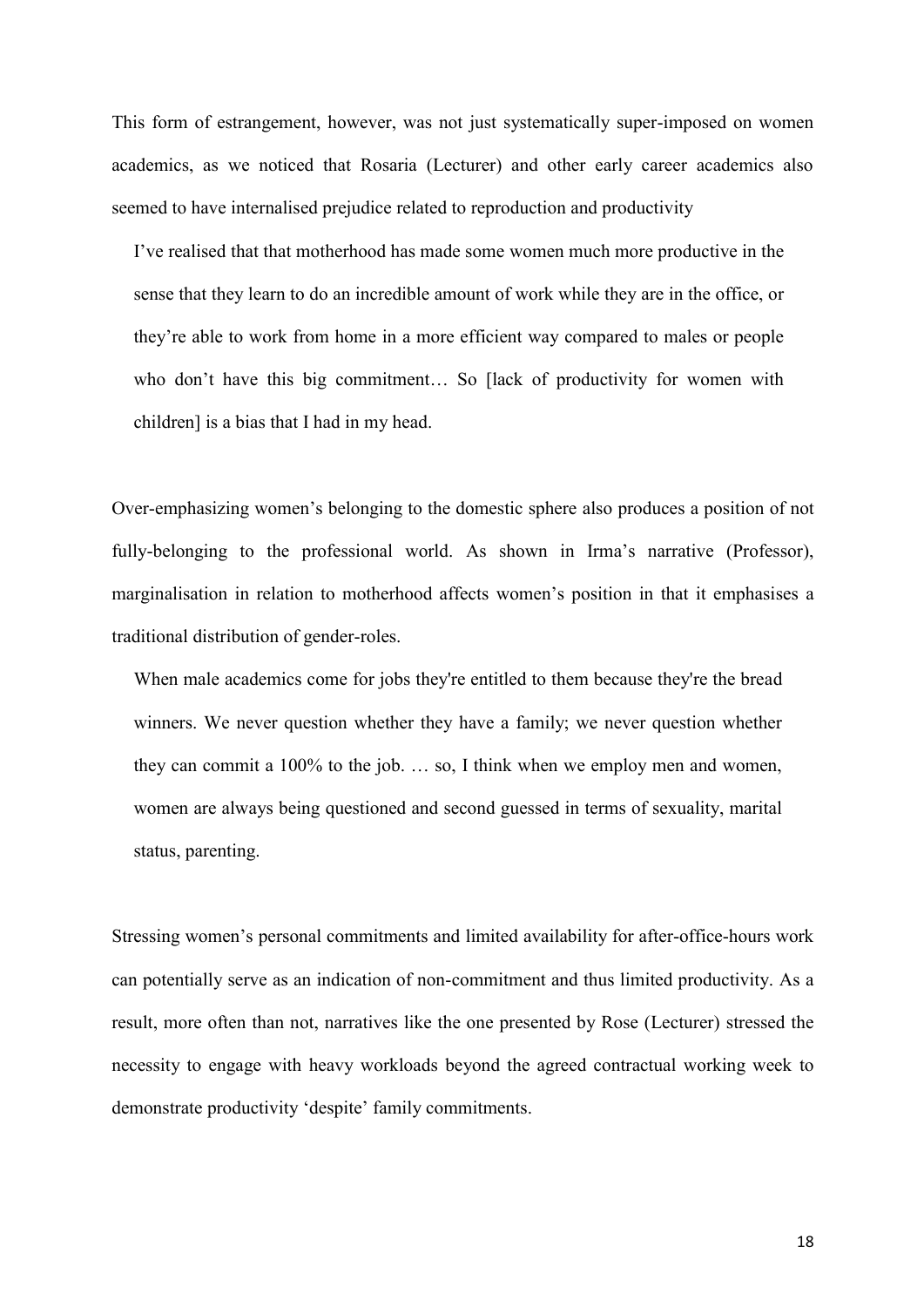This form of estrangement, however, was not just systematically super-imposed on women academics, as we noticed that Rosaria (Lecturer) and other early career academics also seemed to have internalised prejudice related to reproduction and productivity

> I've realised that that motherhood has made some women much more productive in the sense that they learn to do an incredible amount of work while they are in the office, or they're able to work from home in a more efficient way compared to males or people who don't have this big commitment… So [lack of productivity for women with children] is a bias that I had in my head.

Over-emphasizing women's belonging to the domestic sphere also produces a position of not fully-belonging to the professional world. As shown in Irma's narrative (Professor), marginalisation in relation to motherhood affects women's position in that it emphasises a traditional distribution of gender-roles.

> When male academics come for jobs they're entitled to them because they're the bread winners. We never question whether they have a family; we never question whether they can commit a 100% to the job. … so, I think when we employ men and women, women are always being questioned and second guessed in terms of sexuality, marital status, parenting.

Stressing women's personal commitments and limited availability for after-office-hours work can potentially serve as an indication of non-commitment and thus limited productivity. As a result, more often than not, narratives like the one presented by Rose (Lecturer) stressed the necessity to engage with heavy workloads beyond the agreed contractual working week to demonstrate productivity 'despite' family commitments.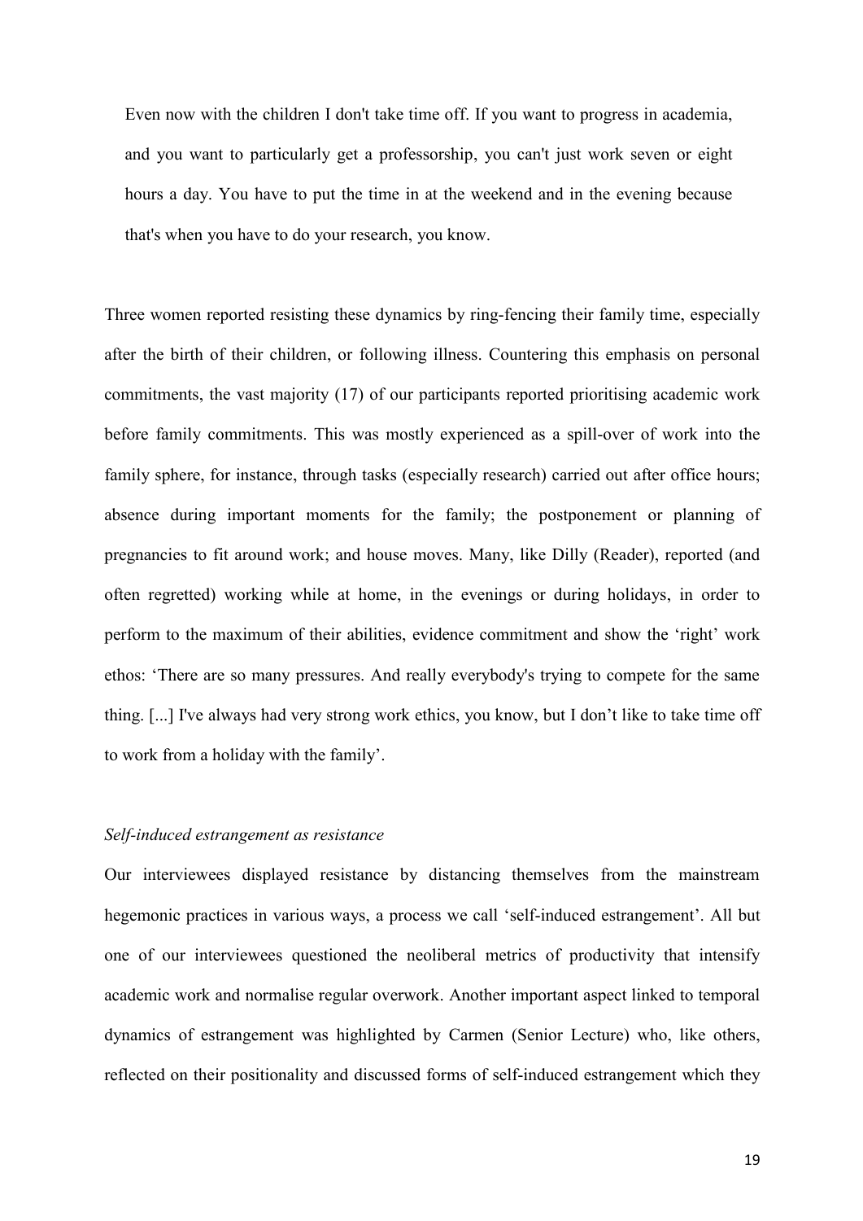> Even now with the children I don't take time off. If you want to progress in academia, and you want to particularly get a professorship, you can't just work seven or eight hours a day. You have to put the time in at the weekend and in the evening because that's when you have to do your research, you know.

Three women reported resisting these dynamics by ring-fencing their family time, especially after the birth of their children, or following illness. Countering this emphasis on personal commitments, the vast majority (17) of our participants reported prioritising academic work before family commitments. This was mostly experienced as a spill-over of work into the family sphere, for instance, through tasks (especially research) carried out after office hours; absence during important moments for the family; the postponement or planning of pregnancies to fit around work; and house moves. Many, like Dilly (Reader), reported (and often regretted) working while at home, in the evenings or during holidays, in order to perform to the maximum of their abilities, evidence commitment and show the 'right' work ethos: 'There are so many pressures. And really everybody's trying to compete for the same thing. [...] I've always had very strong work ethics, you know, but I don't like to take time off to work from a holiday with the family'.

*Self-induced estrangement as resistance*

Our interviewees displayed resistance by distancing themselves from the mainstream hegemonic practices in various ways, a process we call 'self-induced estrangement'. All but one of our interviewees questioned the neoliberal metrics of productivity that intensify academic work and normalise regular overwork. Another important aspect linked to temporal dynamics of estrangement was highlighted by Carmen (Senior Lecture) who, like others, reflected on their positionality and discussed forms of self-induced estrangement which they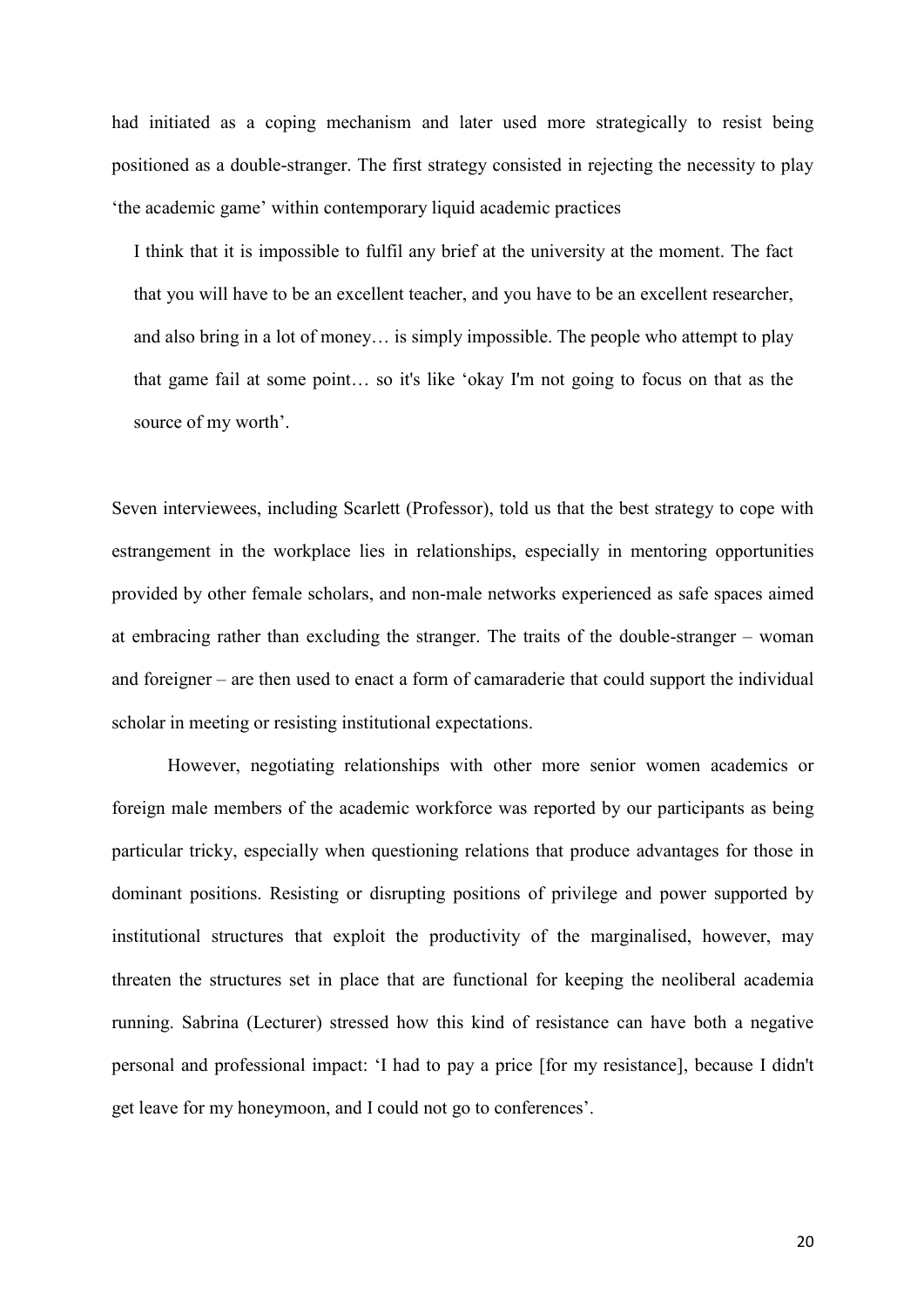had initiated as a coping mechanism and later used more strategically to resist being positioned as a double-stranger. The first strategy consisted in rejecting the necessity to play 'the academic game' within contemporary liquid academic practices

> I think that it is impossible to fulfil any brief at the university at the moment. The fact that you will have to be an excellent teacher, and you have to be an excellent researcher, and also bring in a lot of money… is simply impossible. The people who attempt to play that game fail at some point… so it's like 'okay I'm not going to focus on that as the source of my worth'.

Seven interviewees, including Scarlett (Professor), told us that the best strategy to cope with estrangement in the workplace lies in relationships, especially in mentoring opportunities provided by other female scholars, and non-male networks experienced as safe spaces aimed at embracing rather than excluding the stranger. The traits of the double-stranger – woman and foreigner – are then used to enact a form of camaraderie that could support the individual scholar in meeting or resisting institutional expectations.

However, negotiating relationships with other more senior women academics or foreign male members of the academic workforce was reported by our participants as being particular tricky, especially when questioning relations that produce advantages for those in dominant positions. Resisting or disrupting positions of privilege and power supported by institutional structures that exploit the productivity of the marginalised, however, may threaten the structures set in place that are functional for keeping the neoliberal academia running. Sabrina (Lecturer) stressed how this kind of resistance can have both a negative personal and professional impact: 'I had to pay a price [for my resistance], because I didn't get leave for my honeymoon, and I could not go to conferences'.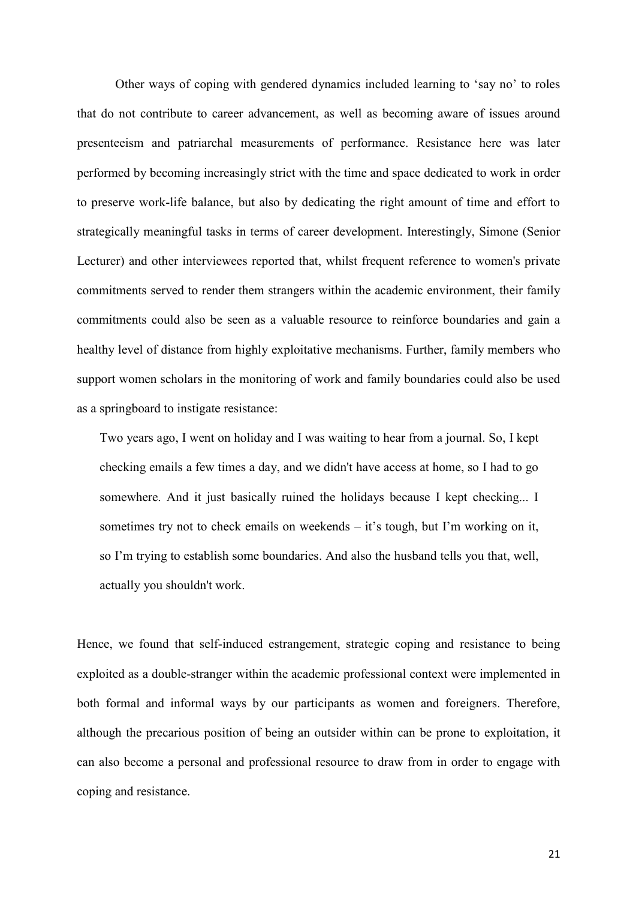Other ways of coping with gendered dynamics included learning to 'say no' to roles that do not contribute to career advancement, as well as becoming aware of issues around presenteeism and patriarchal measurements of performance. Resistance here was later performed by becoming increasingly strict with the time and space dedicated to work in order to preserve work-life balance, but also by dedicating the right amount of time and effort to strategically meaningful tasks in terms of career development. Interestingly, Simone (Senior Lecturer) and other interviewees reported that, whilst frequent reference to women's private commitments served to render them strangers within the academic environment, their family commitments could also be seen as a valuable resource to reinforce boundaries and gain a healthy level of distance from highly exploitative mechanisms. Further, family members who support women scholars in the monitoring of work and family boundaries could also be used as a springboard to instigate resistance:

> Two years ago, I went on holiday and I was waiting to hear from a journal. So, I kept checking emails a few times a day, and we didn't have access at home, so I had to go somewhere. And it just basically ruined the holidays because I kept checking... I sometimes try not to check emails on weekends – it's tough, but I'm working on it, so I'm trying to establish some boundaries. And also the husband tells you that, well, actually you shouldn't work.

Hence, we found that self-induced estrangement, strategic coping and resistance to being exploited as a double-stranger within the academic professional context were implemented in both formal and informal ways by our participants as women and foreigners. Therefore, although the precarious position of being an outsider within can be prone to exploitation, it can also become a personal and professional resource to draw from in order to engage with coping and resistance.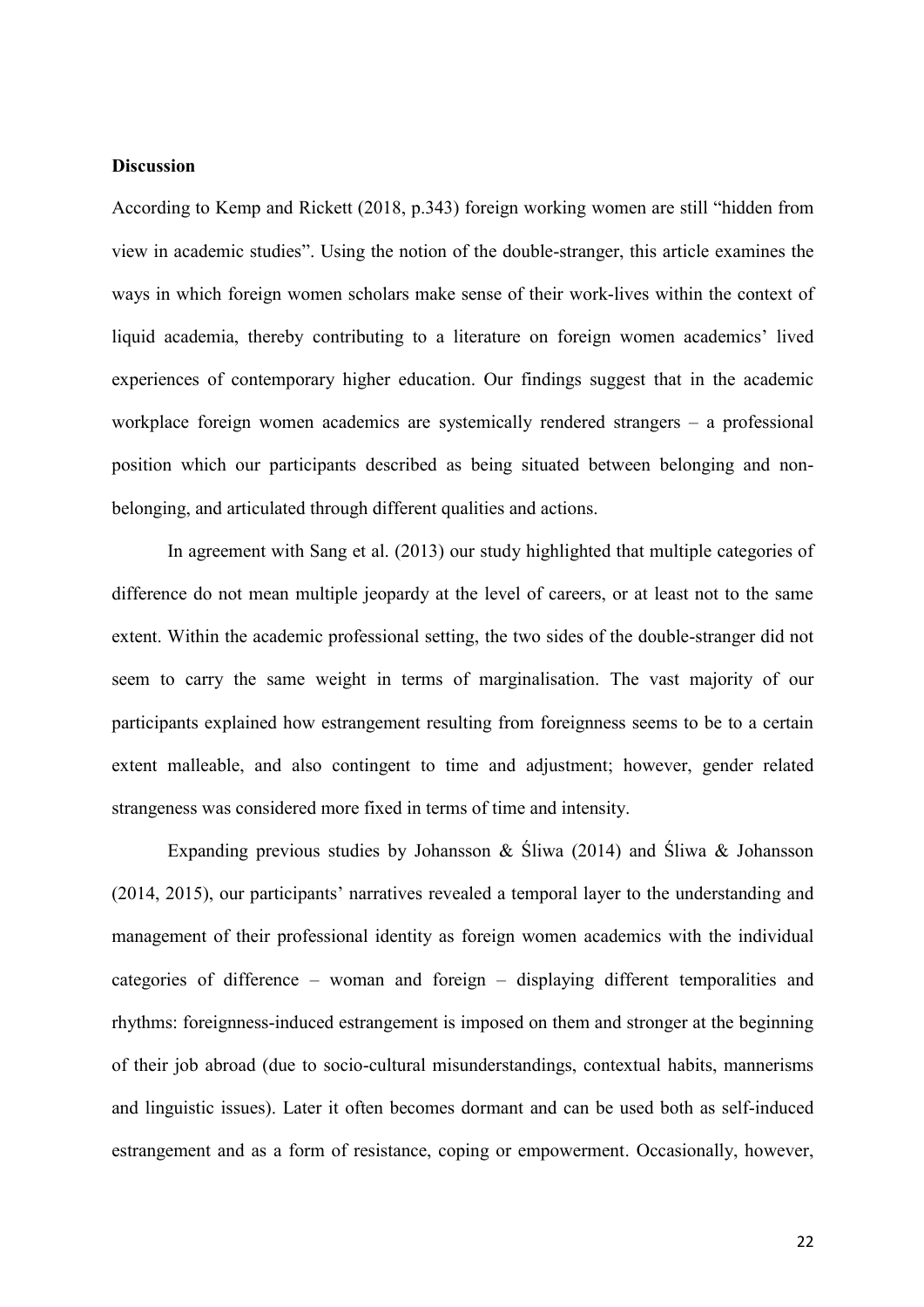**Discussion**

According to Kemp and Rickett (2018, p.343) foreign working women are still "hidden from view in academic studies". Using the notion of the double-stranger, this article examines the ways in which foreign women scholars make sense of their work-lives within the context of liquid academia, thereby contributing to a literature on foreign women academics' lived experiences of contemporary higher education. Our findings suggest that in the academic workplace foreign women academics are systemically rendered strangers – a professional position which our participants described as being situated between belonging and non-belonging, and articulated through different qualities and actions.

In agreement with Sang et al. (2013) our study highlighted that multiple categories of difference do not mean multiple jeopardy at the level of careers, or at least not to the same extent. Within the academic professional setting, the two sides of the double-stranger did not seem to carry the same weight in terms of marginalisation. The vast majority of our participants explained how estrangement resulting from foreignness seems to be to a certain extent malleable, and also contingent to time and adjustment; however, gender related strangeness was considered more fixed in terms of time and intensity.

Expanding previous studies by Johansson & Śliwa (2014) and Śliwa & Johansson (2014, 2015), our participants' narratives revealed a temporal layer to the understanding and management of their professional identity as foreign women academics with the individual categories of difference – woman and foreign – displaying different temporalities and rhythms: foreignness-induced estrangement is imposed on them and stronger at the beginning of their job abroad (due to socio-cultural misunderstandings, contextual habits, mannerisms and linguistic issues). Later it often becomes dormant and can be used both as self-induced estrangement and as a form of resistance, coping or empowerment. Occasionally, however,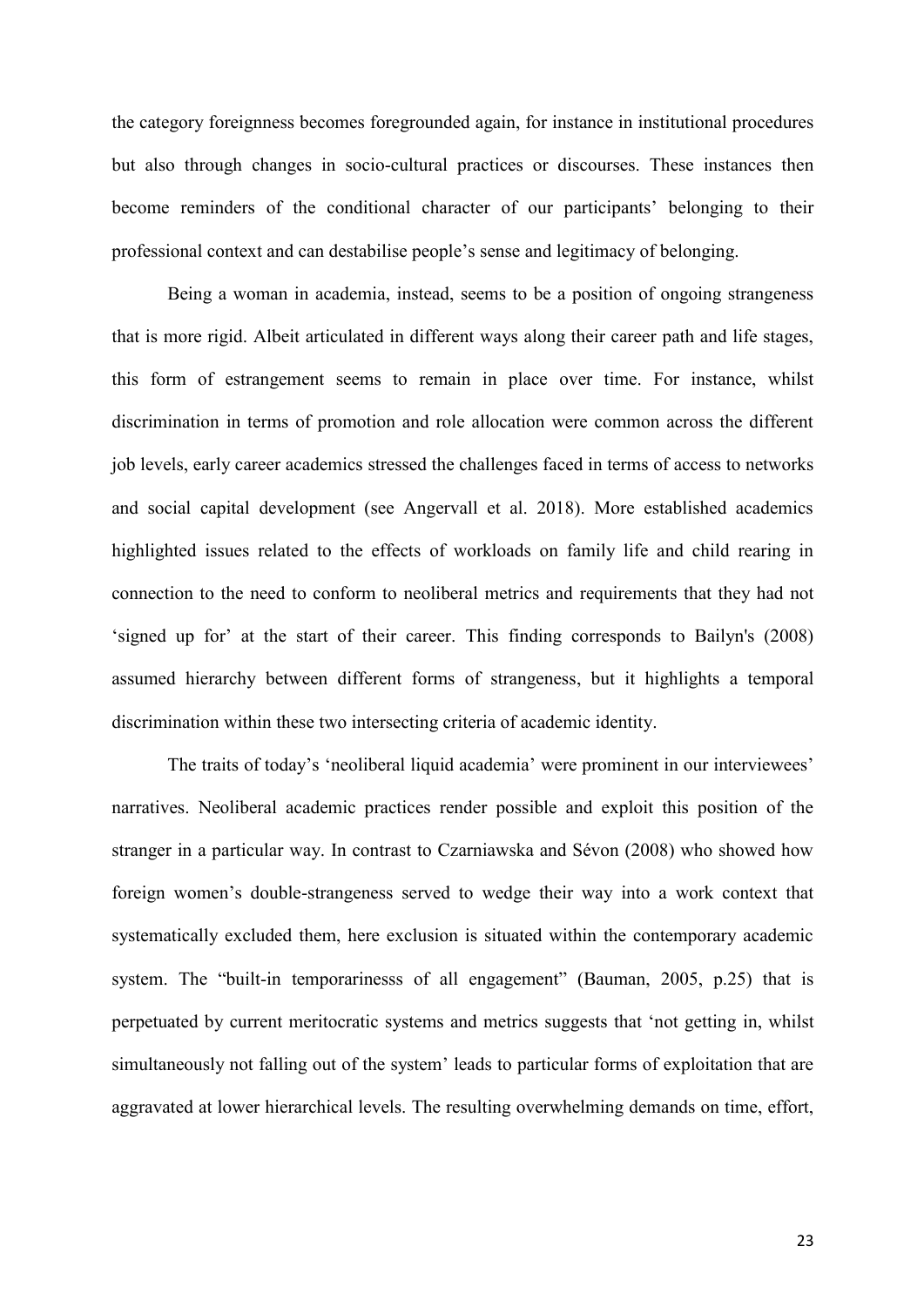the category foreignness becomes foregrounded again, for instance in institutional procedures but also through changes in socio-cultural practices or discourses. These instances then become reminders of the conditional character of our participants' belonging to their professional context and can destabilise people's sense and legitimacy of belonging.

Being a woman in academia, instead, seems to be a position of ongoing strangeness that is more rigid. Albeit articulated in different ways along their career path and life stages, this form of estrangement seems to remain in place over time. For instance, whilst discrimination in terms of promotion and role allocation were common across the different job levels, early career academics stressed the challenges faced in terms of access to networks and social capital development (see Angervall et al. 2018). More established academics highlighted issues related to the effects of workloads on family life and child rearing in connection to the need to conform to neoliberal metrics and requirements that they had not 'signed up for' at the start of their career. This finding corresponds to Bailyn's (2008) assumed hierarchy between different forms of strangeness, but it highlights a temporal discrimination within these two intersecting criteria of academic identity.

The traits of today's 'neoliberal liquid academia' were prominent in our interviewees' narratives. Neoliberal academic practices render possible and exploit this position of the stranger in a particular way. In contrast to Czarniawska and Sévon (2008) who showed how foreign women's double-strangeness served to wedge their way into a work context that systematically excluded them, here exclusion is situated within the contemporary academic system. The "built-in temporarinesss of all engagement" (Bauman, 2005, p.25) that is perpetuated by current meritocratic systems and metrics suggests that 'not getting in, whilst simultaneously not falling out of the system' leads to particular forms of exploitation that are aggravated at lower hierarchical levels. The resulting overwhelming demands on time, effort,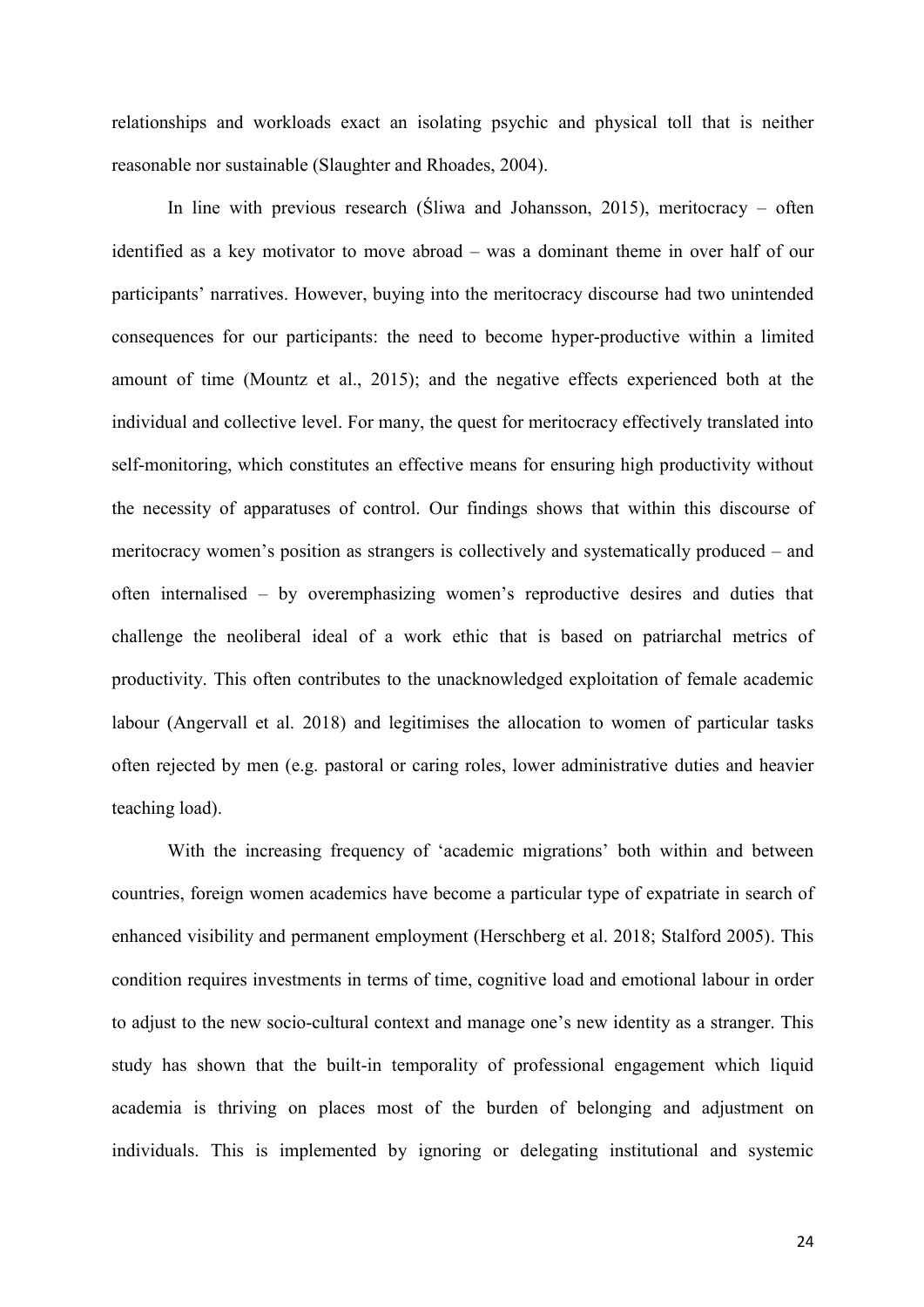relationships and workloads exact an isolating psychic and physical toll that is neither reasonable nor sustainable (Slaughter and Rhoades, 2004).

In line with previous research (Śliwa and Johansson, 2015), meritocracy – often identified as a key motivator to move abroad – was a dominant theme in over half of our participants' narratives. However, buying into the meritocracy discourse had two unintended consequences for our participants: the need to become hyper-productive within a limited amount of time (Mountz et al., 2015); and the negative effects experienced both at the individual and collective level. For many, the quest for meritocracy effectively translated into self-monitoring, which constitutes an effective means for ensuring high productivity without the necessity of apparatuses of control. Our findings shows that within this discourse of meritocracy women's position as strangers is collectively and systematically produced – and often internalised – by overemphasizing women's reproductive desires and duties that challenge the neoliberal ideal of a work ethic that is based on patriarchal metrics of productivity. This often contributes to the unacknowledged exploitation of female academic labour (Angervall et al. 2018) and legitimises the allocation to women of particular tasks often rejected by men (e.g. pastoral or caring roles, lower administrative duties and heavier teaching load).

With the increasing frequency of 'academic migrations' both within and between countries, foreign women academics have become a particular type of expatriate in search of enhanced visibility and permanent employment (Herschberg et al. 2018; Stalford 2005). This condition requires investments in terms of time, cognitive load and emotional labour in order to adjust to the new socio-cultural context and manage one's new identity as a stranger. This study has shown that the built-in temporality of professional engagement which liquid academia is thriving on places most of the burden of belonging and adjustment on individuals. This is implemented by ignoring or delegating institutional and systemic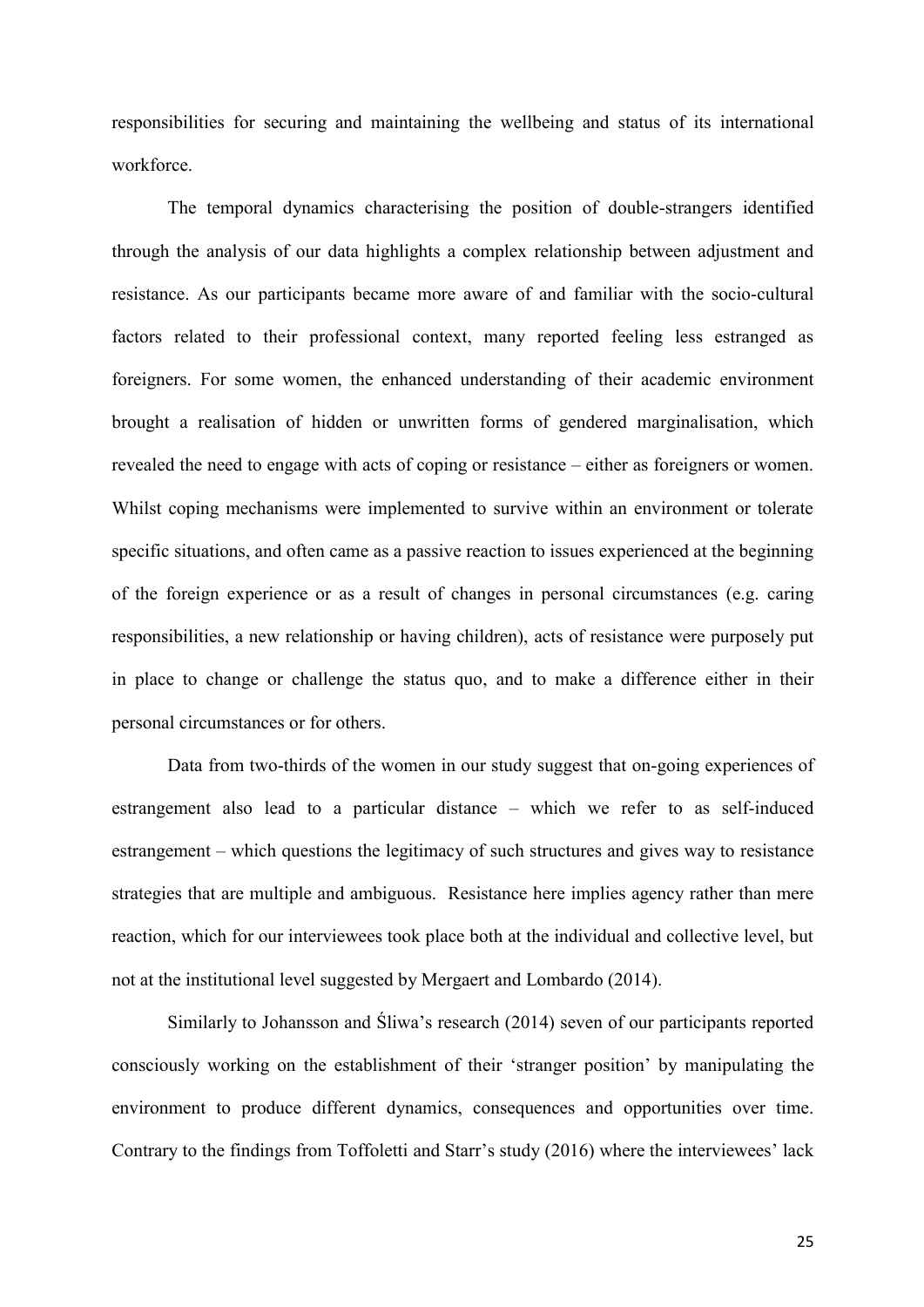responsibilities for securing and maintaining the wellbeing and status of its international workforce.

The temporal dynamics characterising the position of double-strangers identified through the analysis of our data highlights a complex relationship between adjustment and resistance. As our participants became more aware of and familiar with the socio-cultural factors related to their professional context, many reported feeling less estranged as foreigners. For some women, the enhanced understanding of their academic environment brought a realisation of hidden or unwritten forms of gendered marginalisation, which revealed the need to engage with acts of coping or resistance – either as foreigners or women. Whilst coping mechanisms were implemented to survive within an environment or tolerate specific situations, and often came as a passive reaction to issues experienced at the beginning of the foreign experience or as a result of changes in personal circumstances (e.g. caring responsibilities, a new relationship or having children), acts of resistance were purposely put in place to change or challenge the status quo, and to make a difference either in their personal circumstances or for others.

Data from two-thirds of the women in our study suggest that on-going experiences of estrangement also lead to a particular distance – which we refer to as self-induced estrangement – which questions the legitimacy of such structures and gives way to resistance strategies that are multiple and ambiguous. Resistance here implies agency rather than mere reaction, which for our interviewees took place both at the individual and collective level, but not at the institutional level suggested by Mergaert and Lombardo (2014).

Similarly to Johansson and Śliwa's research (2014) seven of our participants reported consciously working on the establishment of their 'stranger position' by manipulating the environment to produce different dynamics, consequences and opportunities over time. Contrary to the findings from Toffoletti and Starr's study (2016) where the interviewees' lack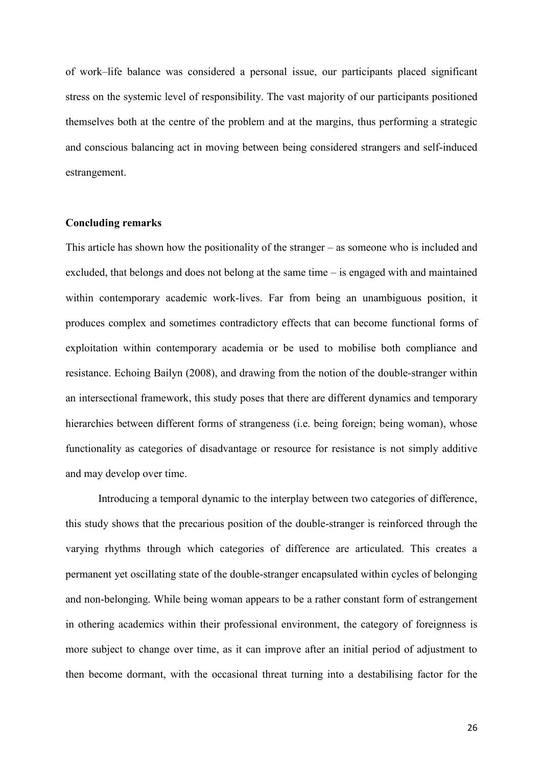of work–life balance was considered a personal issue, our participants placed significant stress on the systemic level of responsibility. The vast majority of our participants positioned themselves both at the centre of the problem and at the margins, thus performing a strategic and conscious balancing act in moving between being considered strangers and self-induced estrangement.

## Concluding remarks

This article has shown how the positionality of the stranger – as someone who is included and excluded, that belongs and does not belong at the same time – is engaged with and maintained within contemporary academic work-lives. Far from being an unambiguous position, it produces complex and sometimes contradictory effects that can become functional forms of exploitation within contemporary academia or be used to mobilise both compliance and resistance. Echoing Bailyn (2008), and drawing from the notion of the double-stranger within an intersectional framework, this study poses that there are different dynamics and temporary hierarchies between different forms of strangeness (i.e. being foreign; being woman), whose functionality as categories of disadvantage or resource for resistance is not simply additive and may develop over time.

Introducing a temporal dynamic to the interplay between two categories of difference, this study shows that the precarious position of the double-stranger is reinforced through the varying rhythms through which categories of difference are articulated. This creates a permanent yet oscillating state of the double-stranger encapsulated within cycles of belonging and non-belonging. While being woman appears to be a rather constant form of estrangement in othering academics within their professional environment, the category of foreignness is more subject to change over time, as it can improve after an initial period of adjustment to then become dormant, with the occasional threat turning into a destabilising factor for the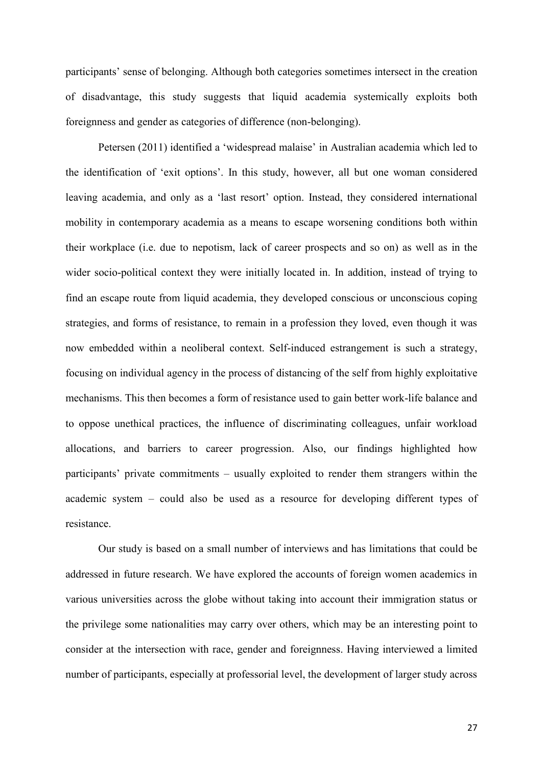participants' sense of belonging. Although both categories sometimes intersect in the creation of disadvantage, this study suggests that liquid academia systemically exploits both foreignness and gender as categories of difference (non-belonging).

Petersen (2011) identified a 'widespread malaise' in Australian academia which led to the identification of 'exit options'. In this study, however, all but one woman considered leaving academia, and only as a 'last resort' option. Instead, they considered international mobility in contemporary academia as a means to escape worsening conditions both within their workplace (i.e. due to nepotism, lack of career prospects and so on) as well as in the wider socio-political context they were initially located in. In addition, instead of trying to find an escape route from liquid academia, they developed conscious or unconscious coping strategies, and forms of resistance, to remain in a profession they loved, even though it was now embedded within a neoliberal context. Self-induced estrangement is such a strategy, focusing on individual agency in the process of distancing of the self from highly exploitative mechanisms. This then becomes a form of resistance used to gain better work-life balance and to oppose unethical practices, the influence of discriminating colleagues, unfair workload allocations, and barriers to career progression. Also, our findings highlighted how participants' private commitments – usually exploited to render them strangers within the academic system – could also be used as a resource for developing different types of resistance.

Our study is based on a small number of interviews and has limitations that could be addressed in future research. We have explored the accounts of foreign women academics in various universities across the globe without taking into account their immigration status or the privilege some nationalities may carry over others, which may be an interesting point to consider at the intersection with race, gender and foreignness. Having interviewed a limited number of participants, especially at professorial level, the development of larger study across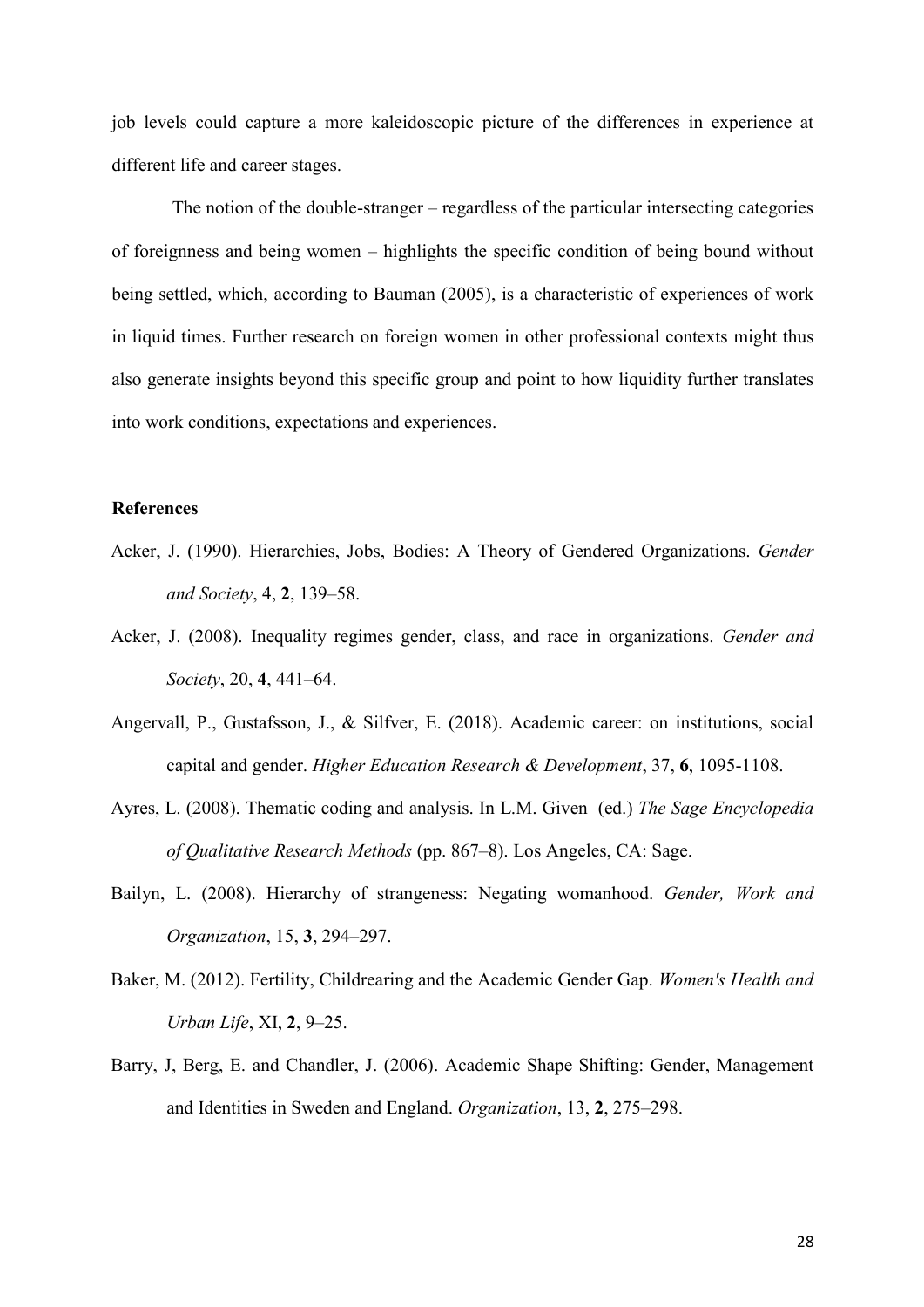job levels could capture a more kaleidoscopic picture of the differences in experience at different life and career stages.

The notion of the double-stranger – regardless of the particular intersecting categories of foreignness and being women – highlights the specific condition of being bound without being settled, which, according to Bauman (2005), is a characteristic of experiences of work in liquid times. Further research on foreign women in other professional contexts might thus also generate insights beyond this specific group and point to how liquidity further translates into work conditions, expectations and experiences.

### References

Acker, J. (1990). Hierarchies, Jobs, Bodies: A Theory of Gendered Organizations. *Gender and Society*, 4, **2**, 139–58.

Acker, J. (2008). Inequality regimes gender, class, and race in organizations. *Gender and Society*, 20, **4**, 441–64.

Angervall, P., Gustafsson, J., & Silfver, E. (2018). Academic career: on institutions, social capital and gender. *Higher Education Research & Development*, 37, **6**, 1095-1108.

Ayres, L. (2008). Thematic coding and analysis. In L.M. Given (ed.) *The Sage Encyclopedia of Qualitative Research Methods* (pp. 867–8). Los Angeles, CA: Sage.

Bailyn, L. (2008). Hierarchy of strangeness: Negating womanhood. *Gender, Work and Organization*, 15, **3**, 294–297.

Baker, M. (2012). Fertility, Childrearing and the Academic Gender Gap. *Women's Health and Urban Life*, XI, **2**, 9–25.

Barry, J, Berg, E. and Chandler, J. (2006). Academic Shape Shifting: Gender, Management and Identities in Sweden and England. *Organization*, 13, **2**, 275–298.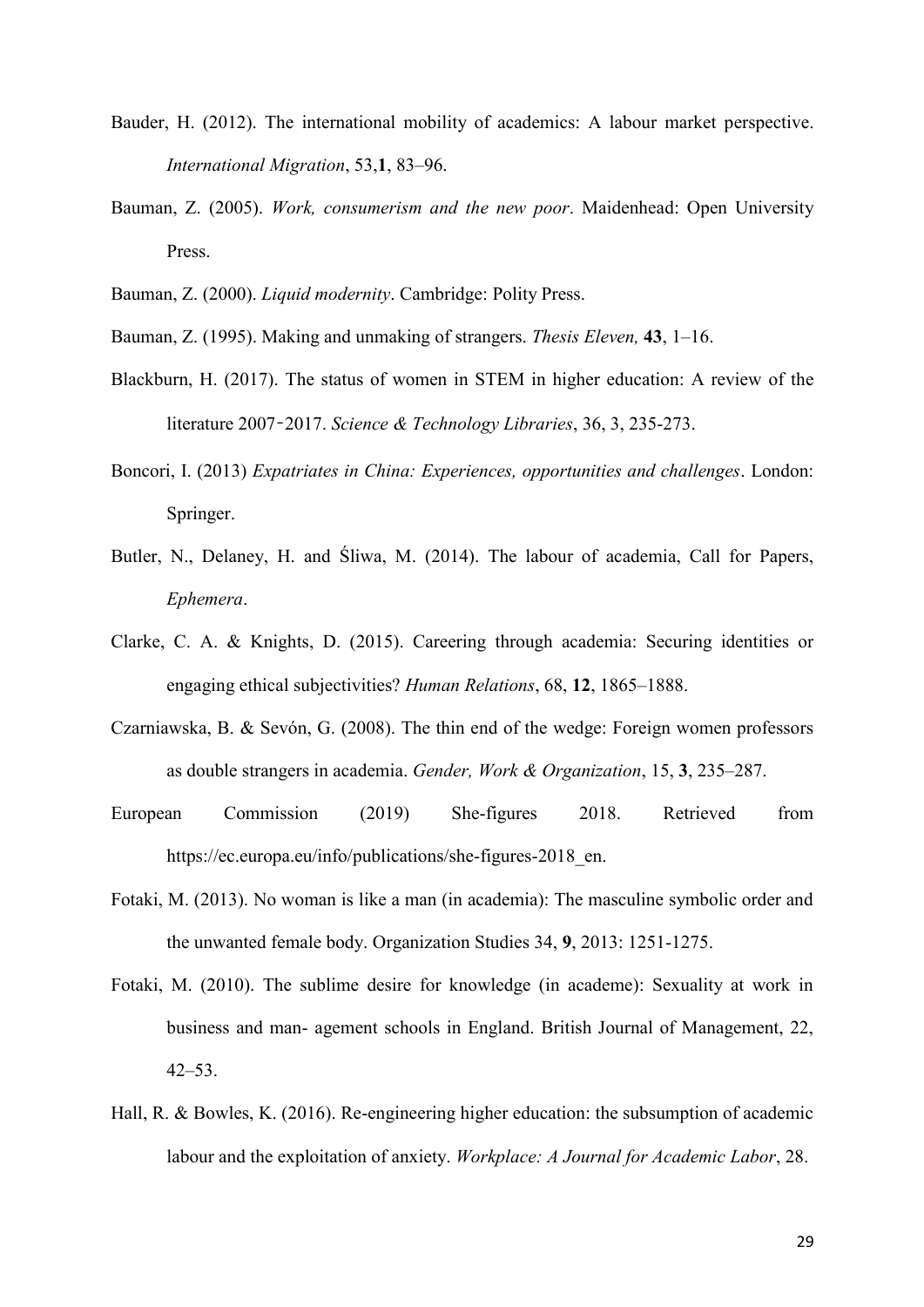Bauder, H. (2012). The international mobility of academics: A labour market perspective. *International Migration*, 53,**1**, 83–96.

Bauman, Z. (2005). *Work, consumerism and the new poor*. Maidenhead: Open University Press.

Bauman, Z. (2000). *Liquid modernity*. Cambridge: Polity Press.

Bauman, Z. (1995). Making and unmaking of strangers. *Thesis Eleven,* **43**, 1–16.

Blackburn, H. (2017). The status of women in STEM in higher education: A review of the literature 2007‑2017. *Science & Technology Libraries*, 36, 3, 235-273.

Boncori, I. (2013) *Expatriates in China: Experiences, opportunities and challenges*. London: Springer.

Butler, N., Delaney, H. and Śliwa, M. (2014). The labour of academia, Call for Papers, *Ephemera*.

Clarke, C. A. & Knights, D. (2015). Careering through academia: Securing identities or engaging ethical subjectivities? *Human Relations*, 68, **12**, 1865–1888.

Czarniawska, B. & Sevón, G. (2008). The thin end of the wedge: Foreign women professors as double strangers in academia. *Gender, Work & Organization*, 15, **3**, 235–287.

European Commission (2019) She-figures 2018. Retrieved from https://ec.europa.eu/info/publications/she-figures-2018_en.

Fotaki, M. (2013). No woman is like a man (in academia): The masculine symbolic order and the unwanted female body. Organization Studies 34, **9**, 2013: 1251-1275.

Fotaki, M. (2010). The sublime desire for knowledge (in academe): Sexuality at work in business and man- agement schools in England. British Journal of Management, 22, 42–53.

Hall, R. & Bowles, K. (2016). Re-engineering higher education: the subsumption of academic labour and the exploitation of anxiety. *Workplace: A Journal for Academic Labor*, 28.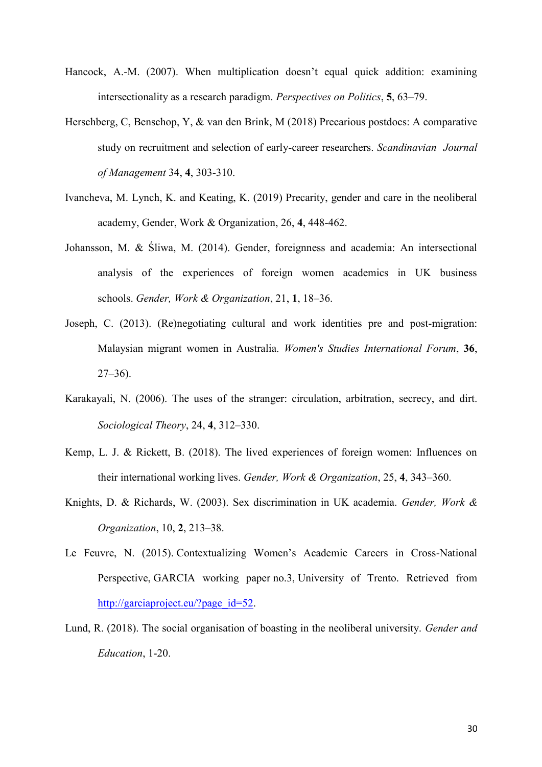Hancock, A.-M. (2007). When multiplication doesn't equal quick addition: examining intersectionality as a research paradigm. *Perspectives on Politics*, **5**, 63–79.

Herschberg, C, Benschop, Y, & van den Brink, M (2018) Precarious postdocs: A comparative study on recruitment and selection of early-career researchers. *Scandinavian Journal of Management* 34, **4**, 303-310.

Ivancheva, M. Lynch, K. and Keating, K. (2019) Precarity, gender and care in the neoliberal academy, Gender, Work & Organization, 26, **4**, 448-462.

Johansson, M. & Śliwa, M. (2014). Gender, foreignness and academia: An intersectional analysis of the experiences of foreign women academics in UK business schools. *Gender, Work & Organization*, 21, **1**, 18–36.

Joseph, C. (2013). (Re)negotiating cultural and work identities pre and post-migration: Malaysian migrant women in Australia. *Women's Studies International Forum*, **36**, 27–36).

Karakayali, N. (2006). The uses of the stranger: circulation, arbitration, secrecy, and dirt. *Sociological Theory*, 24, **4**, 312–330.

Kemp, L. J. & Rickett, B. (2018). The lived experiences of foreign women: Influences on their international working lives. *Gender, Work & Organization*, 25, **4**, 343–360.

Knights, D. & Richards, W. (2003). Sex discrimination in UK academia. *Gender, Work & Organization*, 10, **2**, 213–38.

Le Feuvre, N. (2015). Contextualizing Women's Academic Careers in Cross-National Perspective, GARCIA working paper no.3, University of Trento. Retrieved from http://garciaproject.eu/?page_id=52.

Lund, R. (2018). The social organisation of boasting in the neoliberal university. *Gender and Education*, 1-20.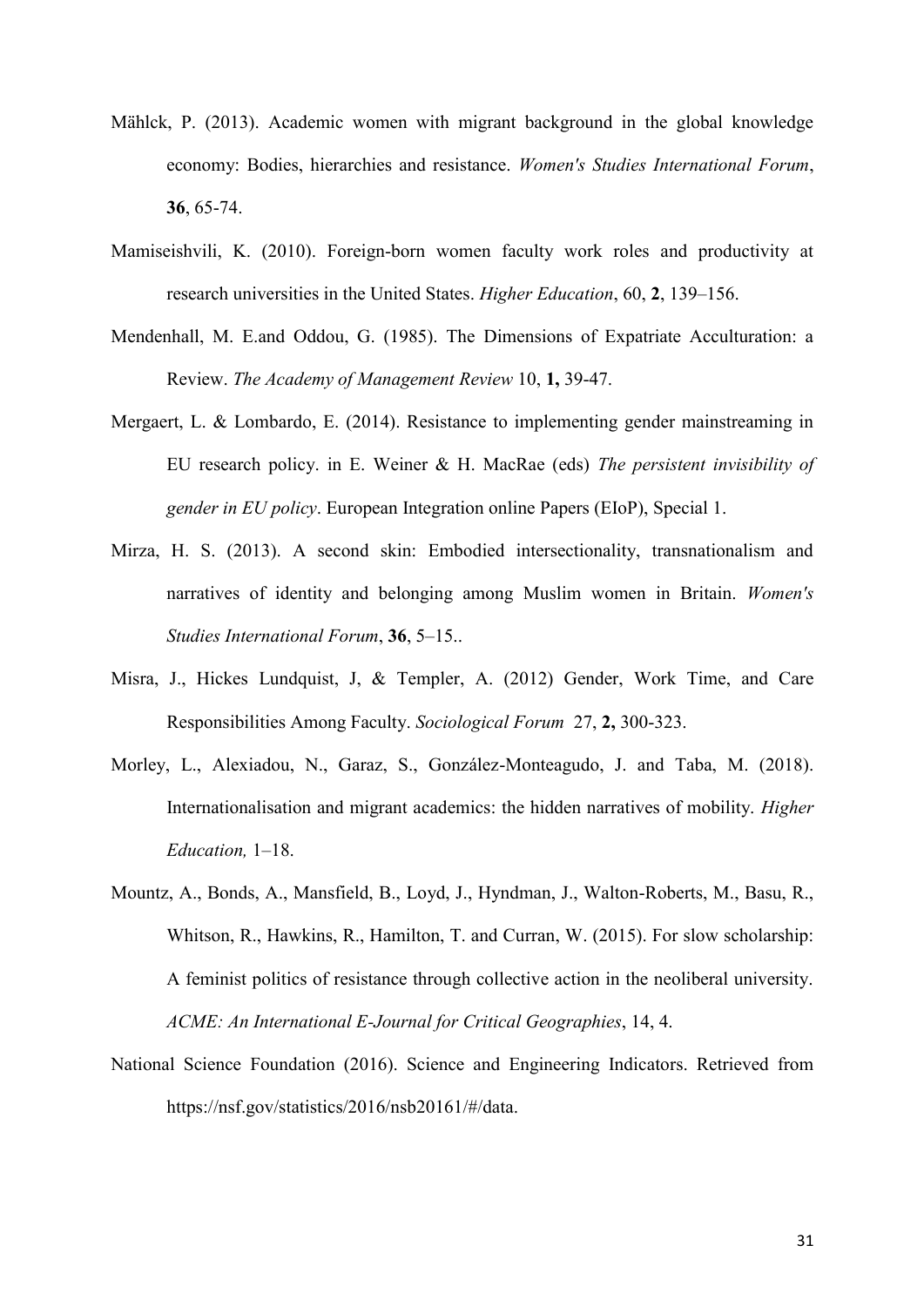Mählck, P. (2013). Academic women with migrant background in the global knowledge economy: Bodies, hierarchies and resistance. *Women's Studies International Forum*, **36**, 65-74.

Mamiseishvili, K. (2010). Foreign-born women faculty work roles and productivity at research universities in the United States. *Higher Education*, 60, **2**, 139–156.

Mendenhall, M. E.and Oddou, G. (1985). The Dimensions of Expatriate Acculturation: a Review. *The Academy of Management Review* 10, **1,** 39-47.

Mergaert, L. & Lombardo, E. (2014). Resistance to implementing gender mainstreaming in EU research policy. in E. Weiner & H. MacRae (eds) *The persistent invisibility of gender in EU policy*. European Integration online Papers (EIoP), Special 1.

Mirza, H. S. (2013). A second skin: Embodied intersectionality, transnationalism and narratives of identity and belonging among Muslim women in Britain. *Women's Studies International Forum*, **36**, 5–15..

Misra, J., Hickes Lundquist, J, & Templer, A. (2012) Gender, Work Time, and Care Responsibilities Among Faculty. *Sociological Forum* 27, **2,** 300-323.

Morley, L., Alexiadou, N., Garaz, S., González-Monteagudo, J. and Taba, M. (2018). Internationalisation and migrant academics: the hidden narratives of mobility. *Higher Education,* 1–18.

Mountz, A., Bonds, A., Mansfield, B., Loyd, J., Hyndman, J., Walton-Roberts, M., Basu, R., Whitson, R., Hawkins, R., Hamilton, T. and Curran, W. (2015). For slow scholarship: A feminist politics of resistance through collective action in the neoliberal university. *ACME: An International E-Journal for Critical Geographies*, 14, 4.

National Science Foundation (2016). Science and Engineering Indicators. Retrieved from https://nsf.gov/statistics/2016/nsb20161/#/data.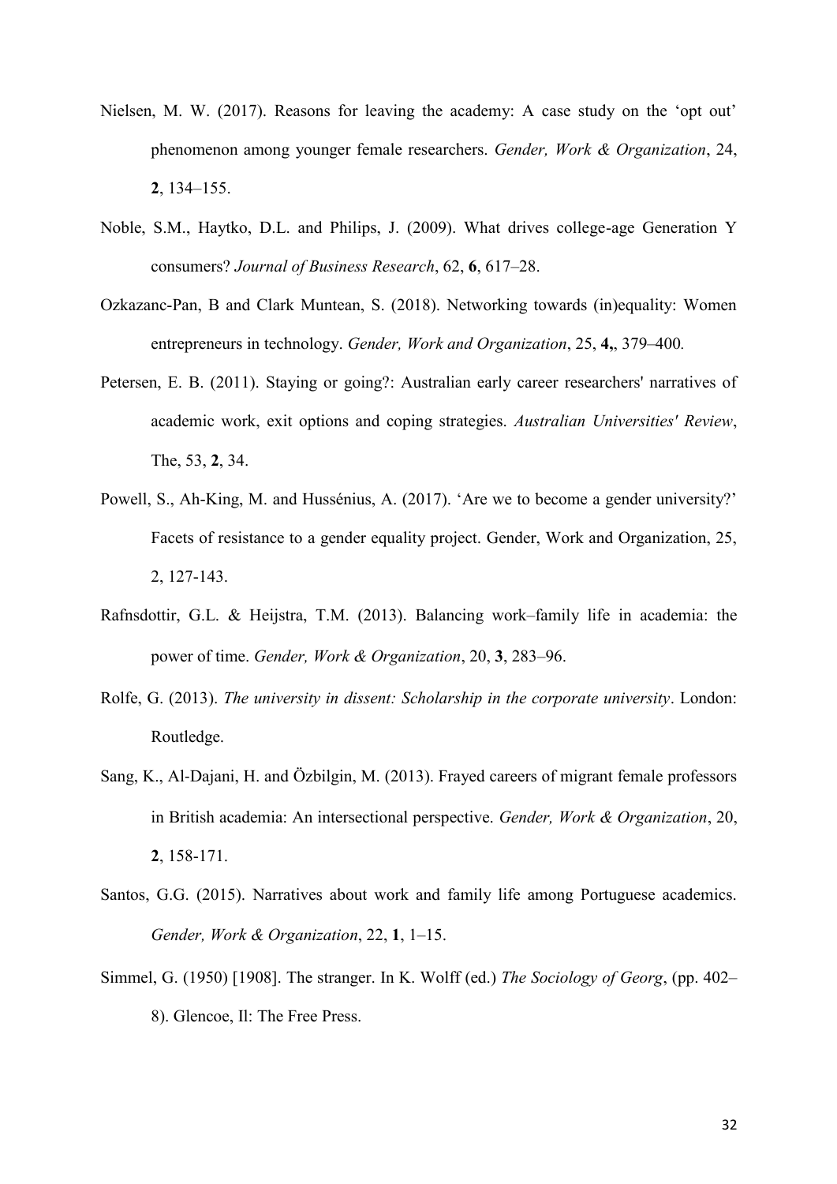Nielsen, M. W. (2017). Reasons for leaving the academy: A case study on the 'opt out' phenomenon among younger female researchers. *Gender, Work & Organization*, 24, **2**, 134–155.

Noble, S.M., Haytko, D.L. and Philips, J. (2009). What drives college-age Generation Y consumers? *Journal of Business Research*, 62, **6**, 617–28.

Ozkazanc-Pan, B and Clark Muntean, S. (2018). Networking towards (in)equality: Women entrepreneurs in technology. *Gender, Work and Organization*, 25, **4,**, 379–400*.*

Petersen, E. B. (2011). Staying or going?: Australian early career researchers' narratives of academic work, exit options and coping strategies. *Australian Universities' Review*, The, 53, **2**, 34.

Powell, S., Ah-King, M. and Hussénius, A. (2017). 'Are we to become a gender university?' Facets of resistance to a gender equality project. Gender, Work and Organization, 25, 2, 127-143.

Rafnsdottir, G.L. & Heijstra, T.M. (2013). Balancing work–family life in academia: the power of time. *Gender, Work & Organization*, 20, **3**, 283–96.

Rolfe, G. (2013). *The university in dissent: Scholarship in the corporate university*. London: Routledge.

Sang, K., Al-Dajani, H. and Özbilgin, M. (2013). Frayed careers of migrant female professors in British academia: An intersectional perspective. *Gender, Work & Organization*, 20, **2**, 158-171.

Santos, G.G. (2015). Narratives about work and family life among Portuguese academics. *Gender, Work & Organization*, 22, **1**, 1–15.

Simmel, G. (1950) [1908]. The stranger. In K. Wolff (ed.) *The Sociology of Georg*, (pp. 402–8). Glencoe, Il: The Free Press.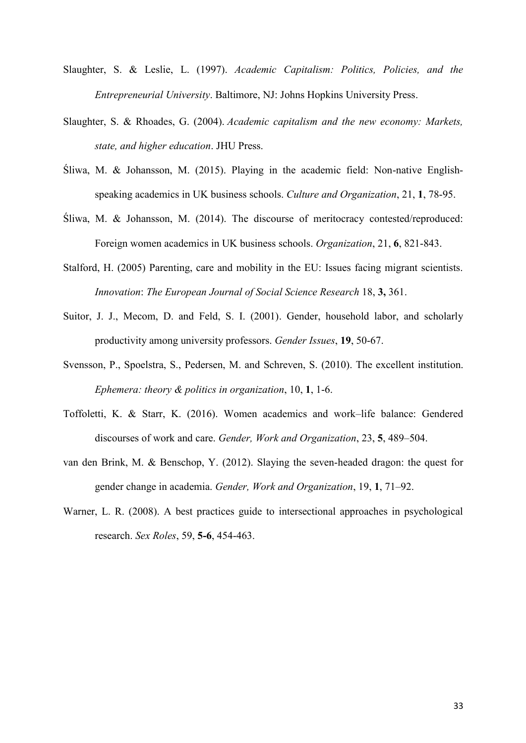Slaughter, S. & Leslie, L. (1997). *Academic Capitalism: Politics, Policies, and the Entrepreneurial University*. Baltimore, NJ: Johns Hopkins University Press.

Slaughter, S. & Rhoades, G. (2004). *Academic capitalism and the new economy: Markets, state, and higher education*. JHU Press.

Śliwa, M. & Johansson, M. (2015). Playing in the academic field: Non-native English-speaking academics in UK business schools. *Culture and Organization*, 21, **1**, 78-95.

Śliwa, M. & Johansson, M. (2014). The discourse of meritocracy contested/reproduced: Foreign women academics in UK business schools. *Organization*, 21, **6**, 821-843.

Stalford, H. (2005) Parenting, care and mobility in the EU: Issues facing migrant scientists. *Innovation*: *The European Journal of Social Science Research* 18, **3,** 361.

Suitor, J. J., Mecom, D. and Feld, S. I. (2001). Gender, household labor, and scholarly productivity among university professors. *Gender Issues*, **19**, 50-67.

Svensson, P., Spoelstra, S., Pedersen, M. and Schreven, S. (2010). The excellent institution. *Ephemera: theory & politics in organization*, 10, **1**, 1-6.

Toffoletti, K. & Starr, K. (2016). Women academics and work–life balance: Gendered discourses of work and care. *Gender, Work and Organization*, 23, **5**, 489–504.

van den Brink, M. & Benschop, Y. (2012). Slaying the seven-headed dragon: the quest for gender change in academia. *Gender, Work and Organization*, 19, **1**, 71–92.

Warner, L. R. (2008). A best practices guide to intersectional approaches in psychological research. *Sex Roles*, 59, **5-6**, 454-463.